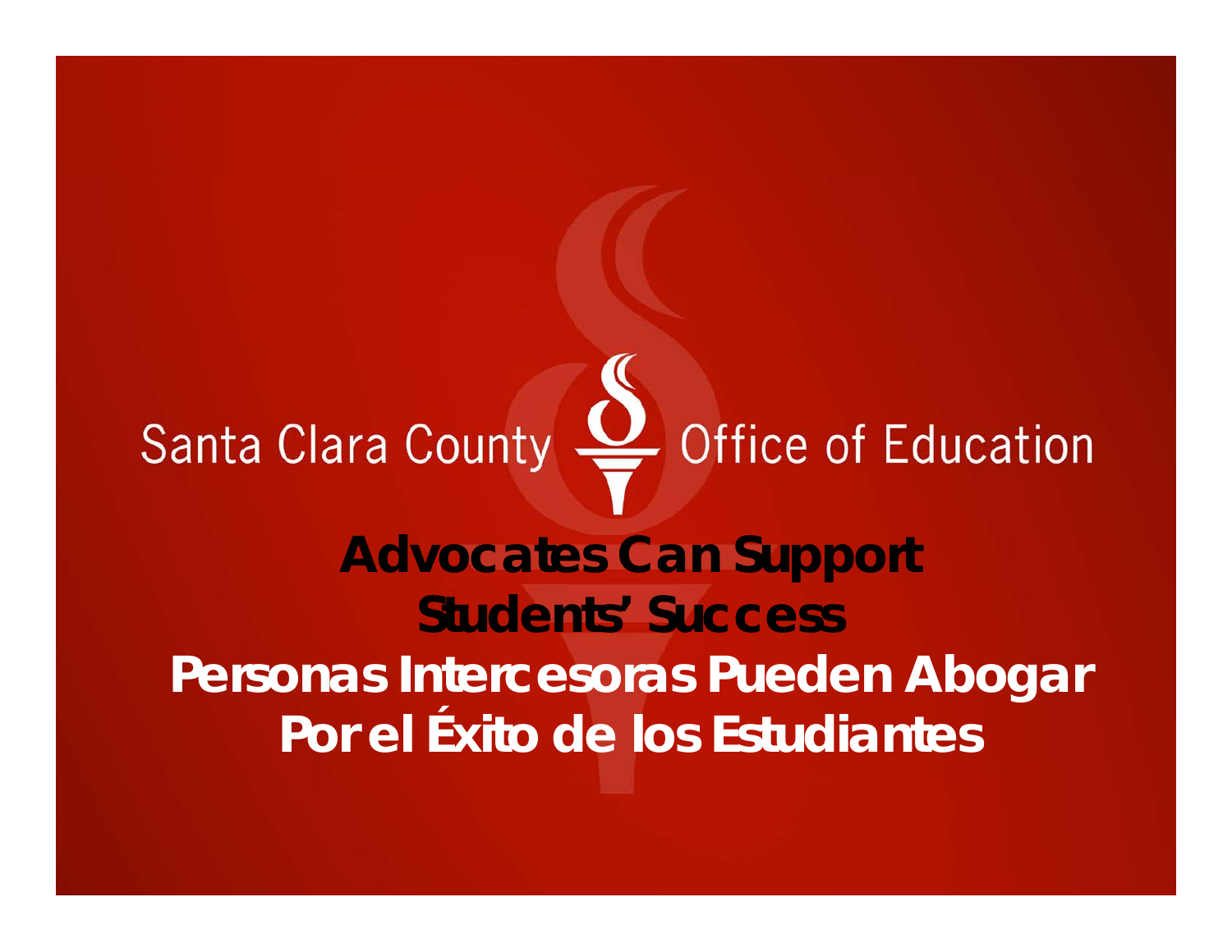Santa Clara County Office of Education

# Advocates Can Support Students' Success

# Personas Intercesoras Pueden Abogar Por el Éxito de los Estudiantes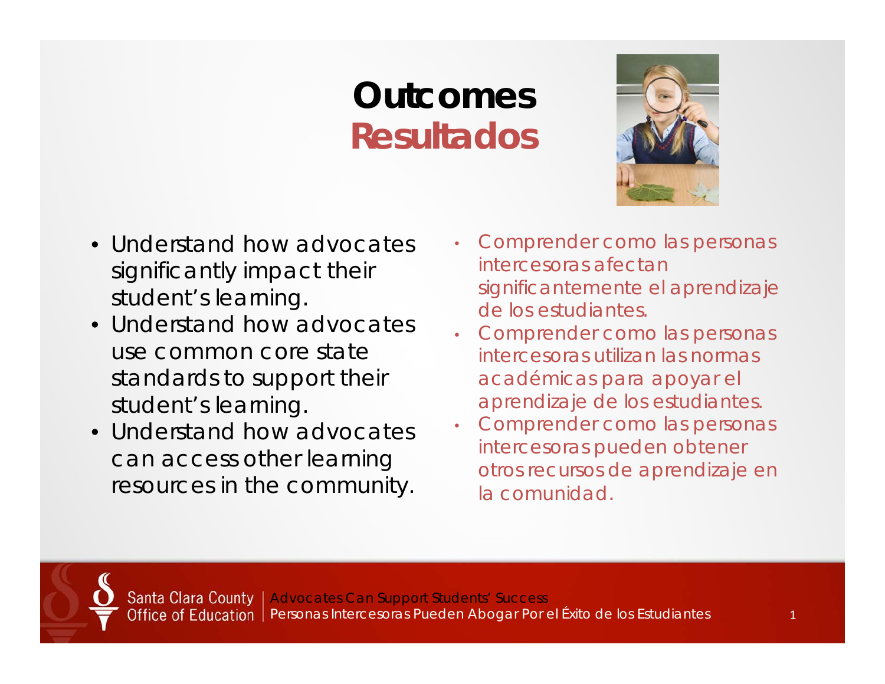# Outcomes
# Resultados

- Understand how advocates significantly impact their student's learning.
- Understand how advocates use common core state standards to support their student's learning.
- Understand how advocates can access other learning resources in the community.

- Comprender como las personas intercesoras afectan significantemente el aprendizaje de los estudiantes.
- Comprender como las personas intercesoras utilizan las normas académicas para apoyar el aprendizaje de los estudiantes.
- Comprender como las personas intercesoras pueden obtener otros recursos de aprendizaje en la comunidad.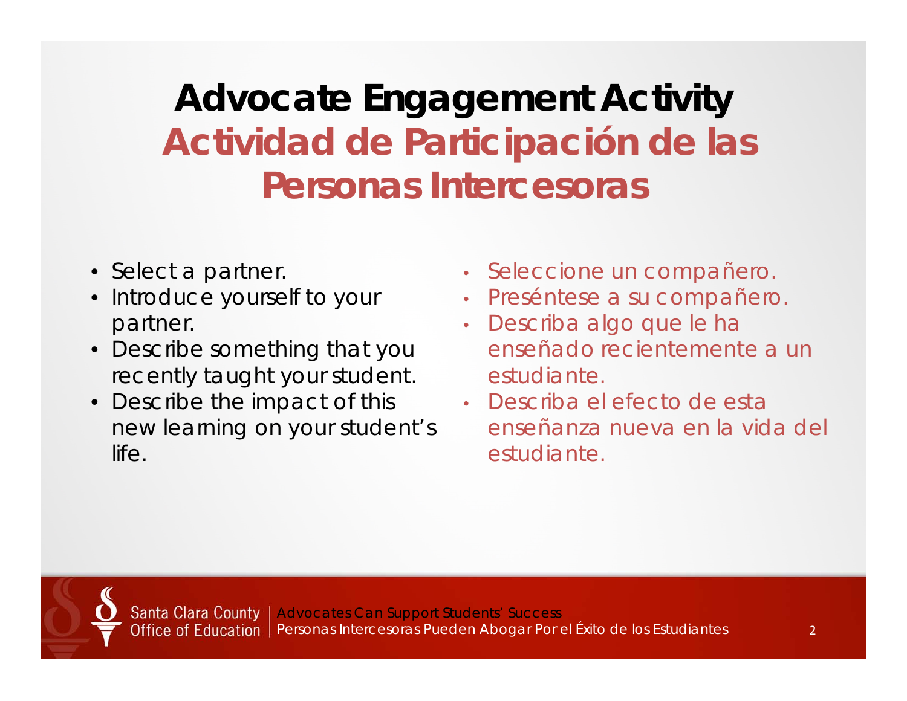# Advocate Engagement Activity
# Actividad de Participación de las Personas Intercesoras

- Select a partner.
- Introduce yourself to your partner.
- Describe something that you recently taught your student.
- Describe the impact of this new learning on your student's life.

- Seleccione un compañero.
- Preséntese a su compañero.
- Describa algo que le ha enseñado recientemente a un estudiante.
- Describa el efecto de esta enseñanza nueva en la vida del estudiante.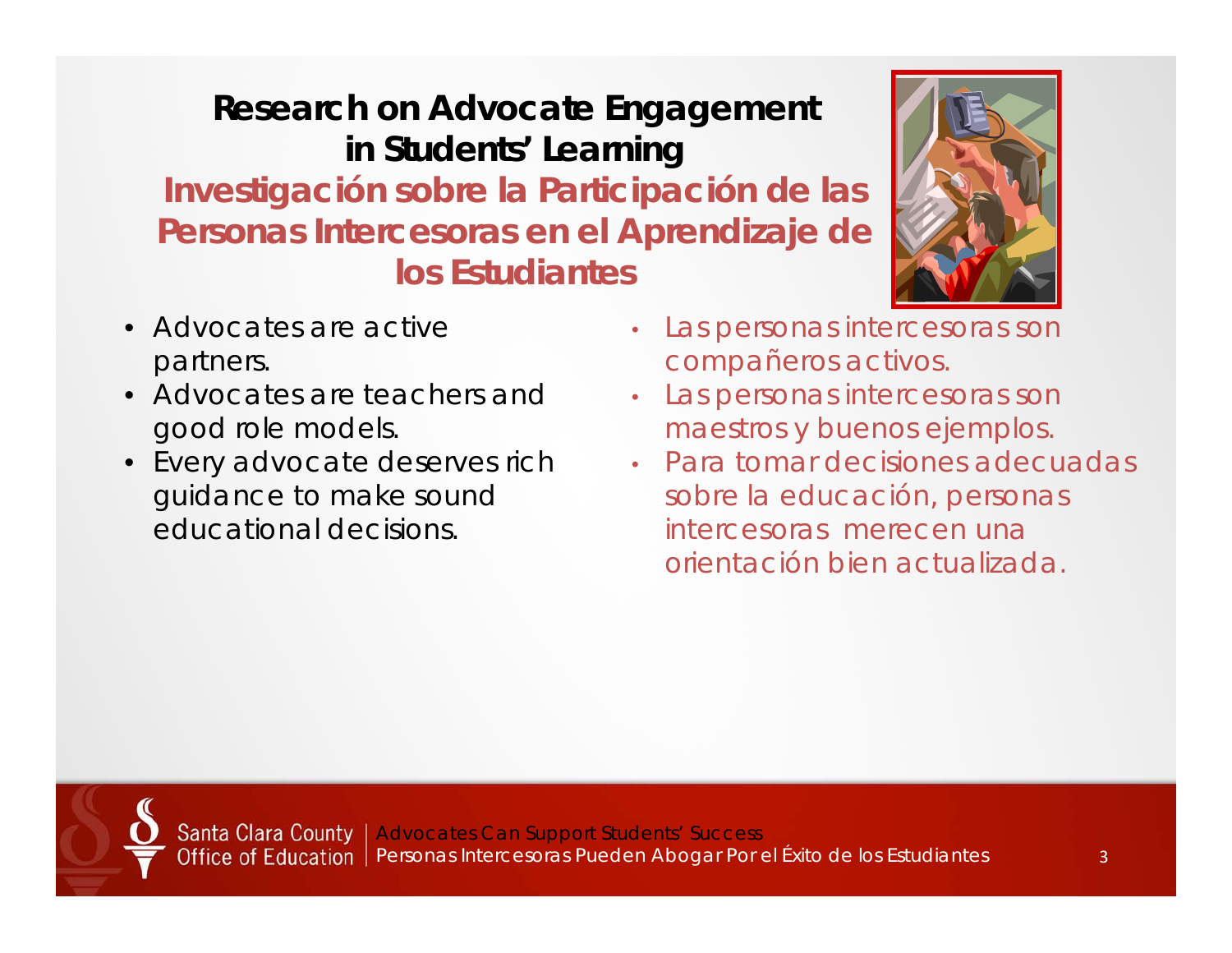# Research on Advocate Engagement in Students' Learning

## Investigación sobre la Participación de las Personas Intercesoras en el Aprendizaje de los Estudiantes

- Advocates are active partners.
- Advocates are teachers and good role models.
- Every advocate deserves rich guidance to make sound educational decisions.

- Las personas intercesoras son compañeros activos.
- Las personas intercesoras son maestros y buenos ejemplos.
- Para tomar decisiones adecuadas sobre la educación, personas intercesoras merecen una orientación bien actualizada.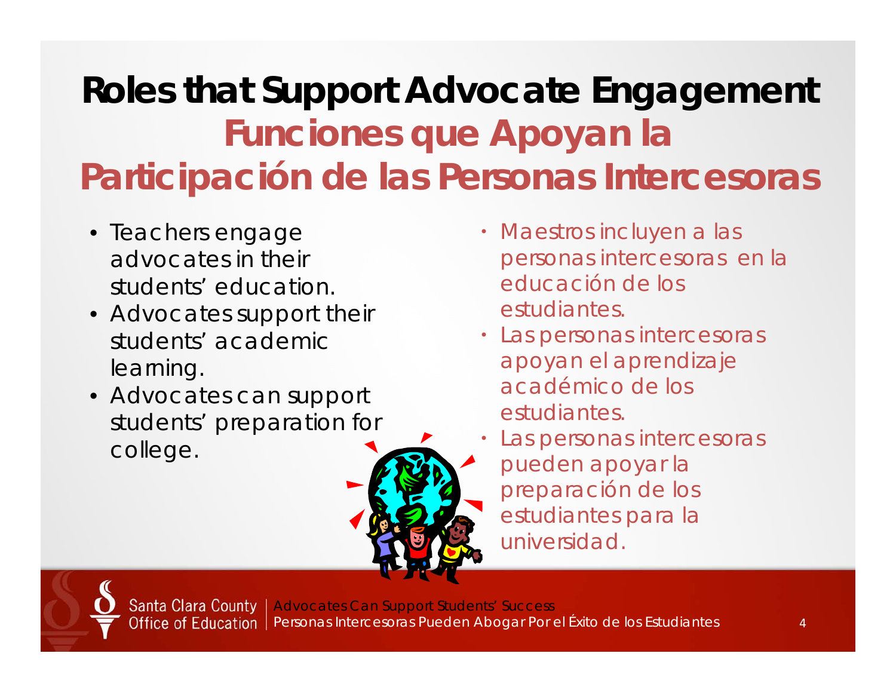# Roles that Support Advocate Engagement

# Funciones que Apoyan la Participación de las Personas Intercesoras

- Teachers engage advocates in their students' education.
- Advocates support their students' academic learning.
- Advocates can support students' preparation for college.

- Maestros incluyen a las personas intercesoras en la educación de los estudiantes.
- Las personas intercesoras apoyan el aprendizaje académico de los estudiantes.
- Las personas intercesoras pueden apoyar la preparación de los estudiantes para la universidad.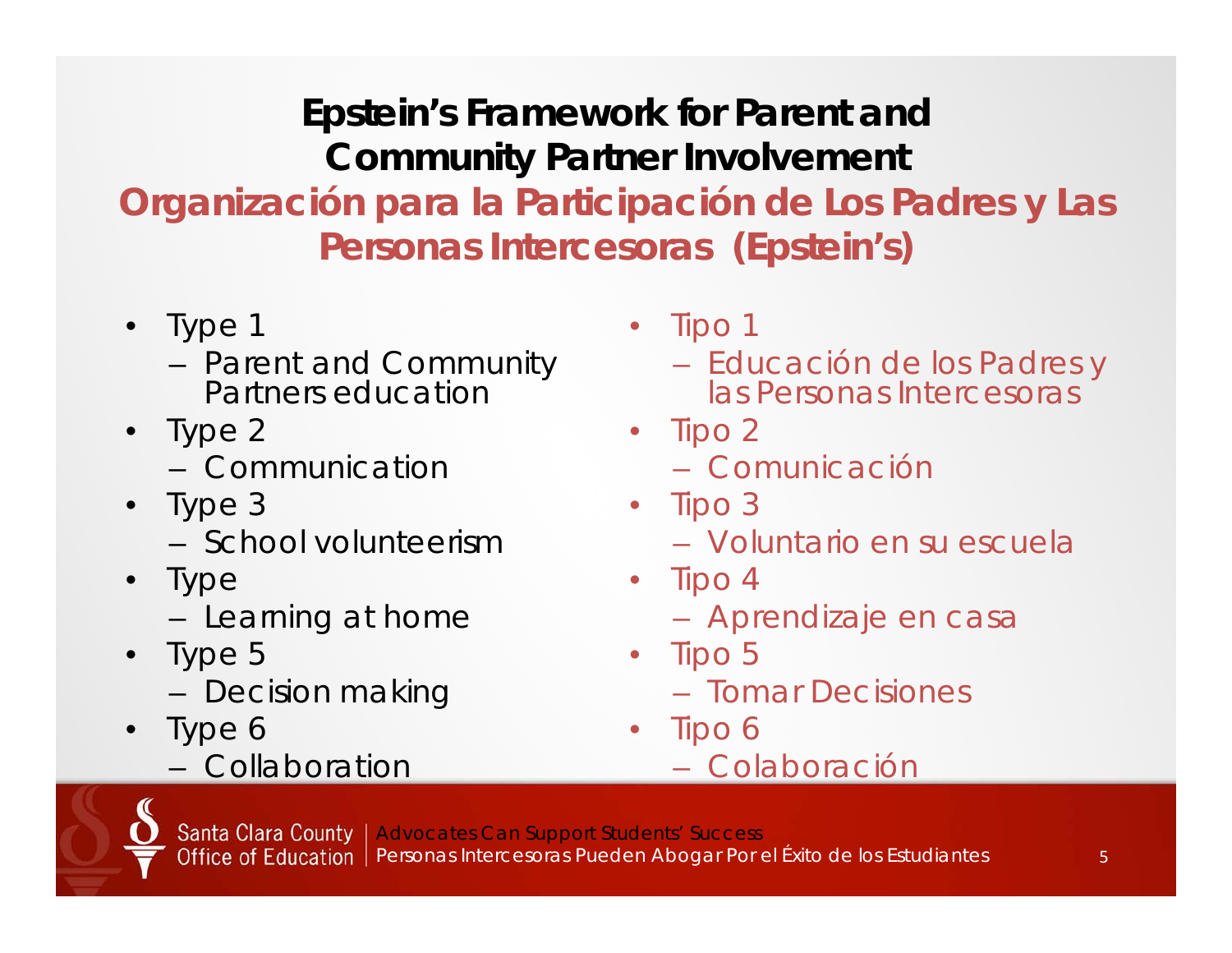# Epstein's Framework for Parent and Community Partner Involvement

## Organización para la Participación de Los Padres y Las Personas Intercesoras (Epstein's)

- Type 1
  - Parent and Community Partners education
- Type 2
  - Communication
- Type 3
  - School volunteerism
- Type
  - Learning at home
- Type 5
  - Decision making
- Type 6
  - Collaboration

- Tipo 1
  - Educación de los Padres y las Personas Intercesoras
- Tipo 2
  - Comunicación
- Tipo 3
  - Voluntario en su escuela
- Tipo 4
  - Aprendizaje en casa
- Tipo 5
  - Tomar Decisiones
- Tipo 6
  - Colaboración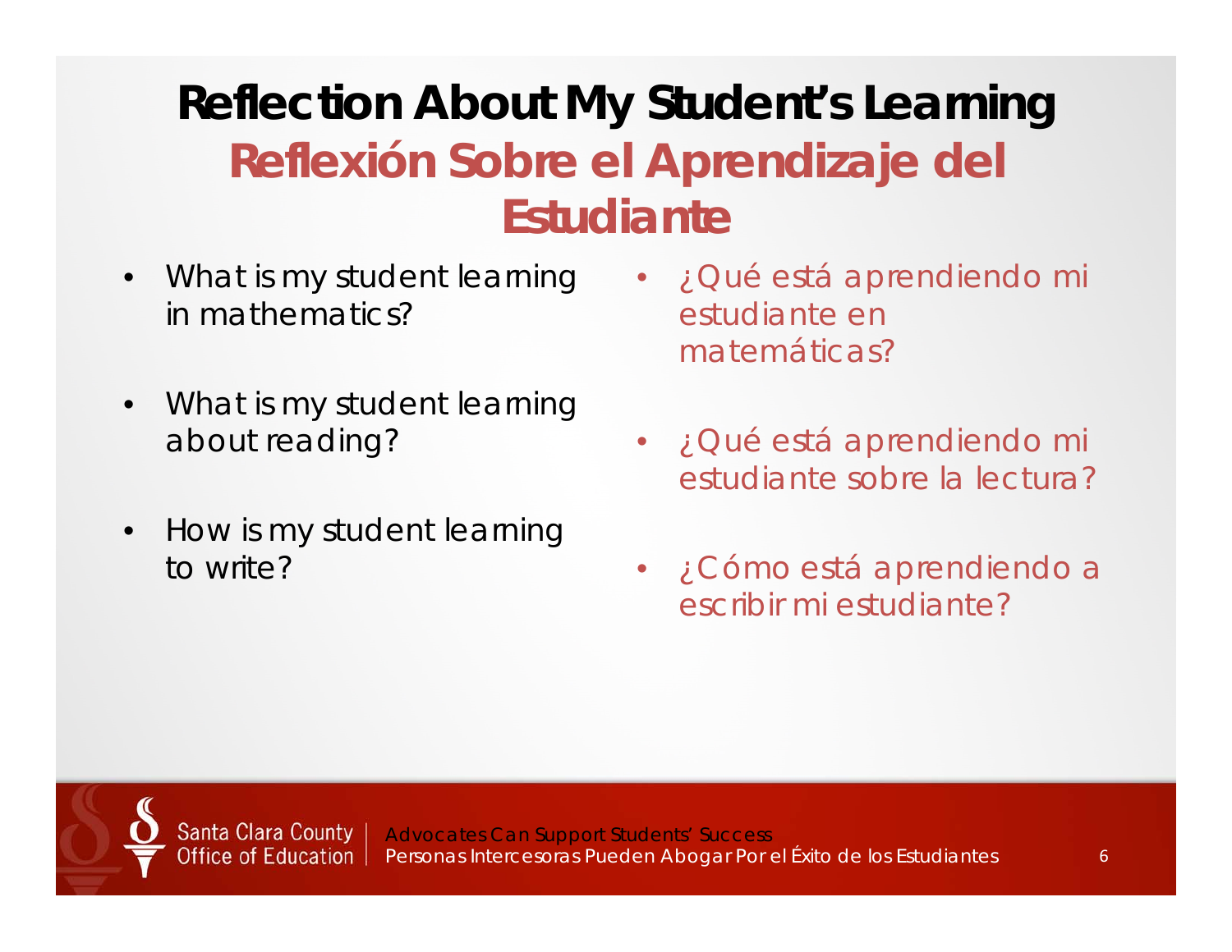# Reflection About My Student's Learning

## Reflexión Sobre el Aprendizaje del Estudiante

- What is my student learning in mathematics?
- What is my student learning about reading?
- How is my student learning to write?

- ¿Qué está aprendiendo mi estudiante en matemáticas?
- ¿Qué está aprendiendo mi estudiante sobre la lectura?
- ¿Cómo está aprendiendo a escribir mi estudiante?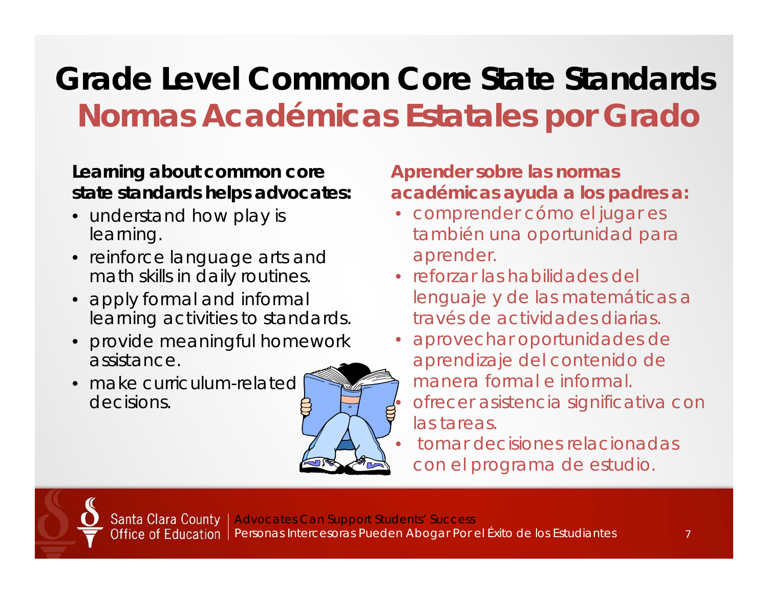# Grade Level Common Core State Standards
# Normas Académicas Estatales por Grado

**Learning about common core state standards helps advocates:**

- understand how play is learning.
- reinforce language arts and math skills in daily routines.
- apply formal and informal learning activities to standards.
- provide meaningful homework assistance.
- make curriculum-related decisions.

**Aprender sobre las normas académicas ayuda a los padres a:**

- comprender cómo el jugar es también una oportunidad para aprender.
- reforzar las habilidades del lenguaje y de las matemáticas a través de actividades diarias.
- aprovechar oportunidades de aprendizaje del contenido de manera formal e informal.
- ofrecer asistencia significativa con las tareas.
- tomar decisiones relacionadas con el programa de estudio.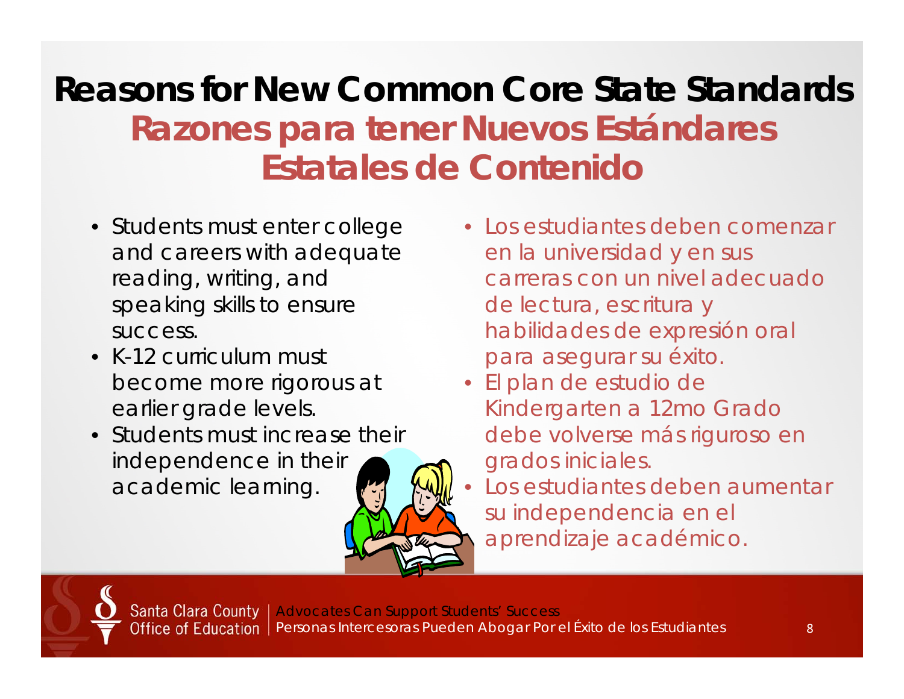# Reasons for New Common Core State Standards

## Razones para tener Nuevos Estándares Estatales de Contenido

- Students must enter college and careers with adequate reading, writing, and speaking skills to ensure success.
- K-12 curriculum must become more rigorous at earlier grade levels.
- Students must increase their independence in their academic learning.

- Los estudiantes deben comenzar en la universidad y en sus carreras con un nivel adecuado de lectura, escritura y habilidades de expresión oral para asegurar su éxito.
- El plan de estudio de Kindergarten a 12mo Grado debe volverse más riguroso en grados iniciales.
- Los estudiantes deben aumentar su independencia en el aprendizaje académico.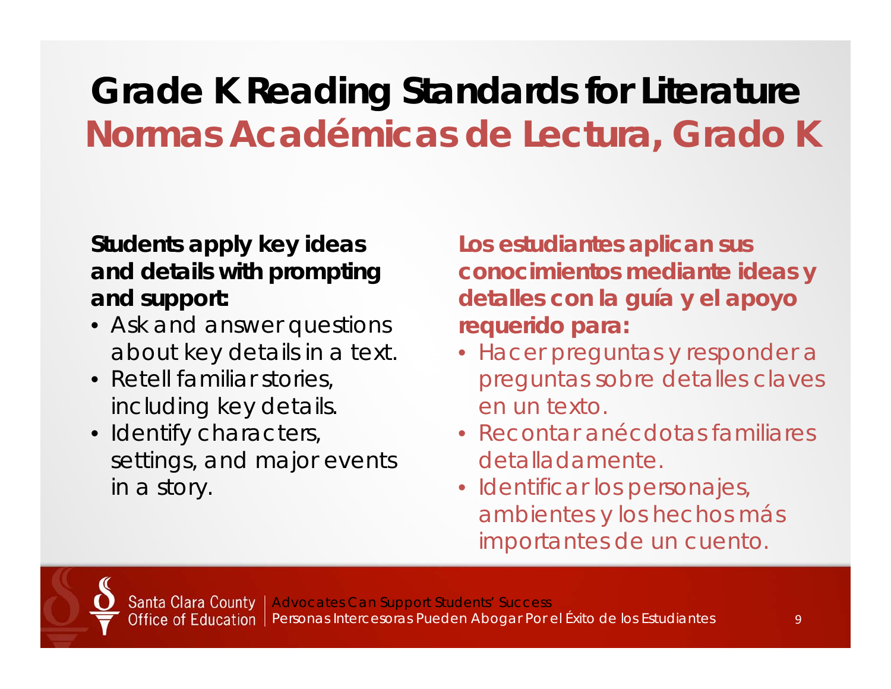# Grade K Reading Standards for Literature
# Normas Académicas de Lectura, Grado K

**Students apply key ideas and details with prompting and support:**

- Ask and answer questions about key details in a text.
- Retell familiar stories, including key details.
- Identify characters, settings, and major events in a story.

**Los estudiantes aplican sus conocimientos mediante ideas y detalles con la guía y el apoyo requerido para:**

- Hacer preguntas y responder a preguntas sobre detalles claves en un texto.
- Recontar anécdotas familiares detalladamente.
- Identificar los personajes, ambientes y los hechos más importantes de un cuento.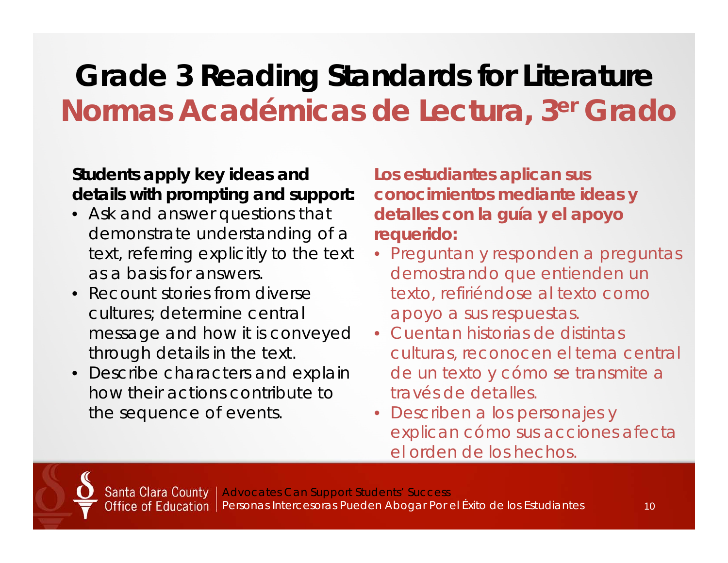# Grade 3 Reading Standards for Literature
# Normas Académicas de Lectura, 3er Grado

**Students apply key ideas and details with prompting and support:**

- Ask and answer questions that demonstrate understanding of a text, referring explicitly to the text as a basis for answers.
- Recount stories from diverse cultures; determine central message and how it is conveyed through details in the text.
- Describe characters and explain how their actions contribute to the sequence of events.

**Los estudiantes aplican sus conocimientos mediante ideas y detalles con la guía y el apoyo requerido:**

- Preguntan y responden a preguntas demostrando que entienden un texto, refiriéndose al texto como apoyo a sus respuestas.
- Cuentan historias de distintas culturas, reconocen el tema central de un texto y cómo se transmite a través de detalles.
- Describen a los personajes y explican cómo sus acciones afecta el orden de los hechos.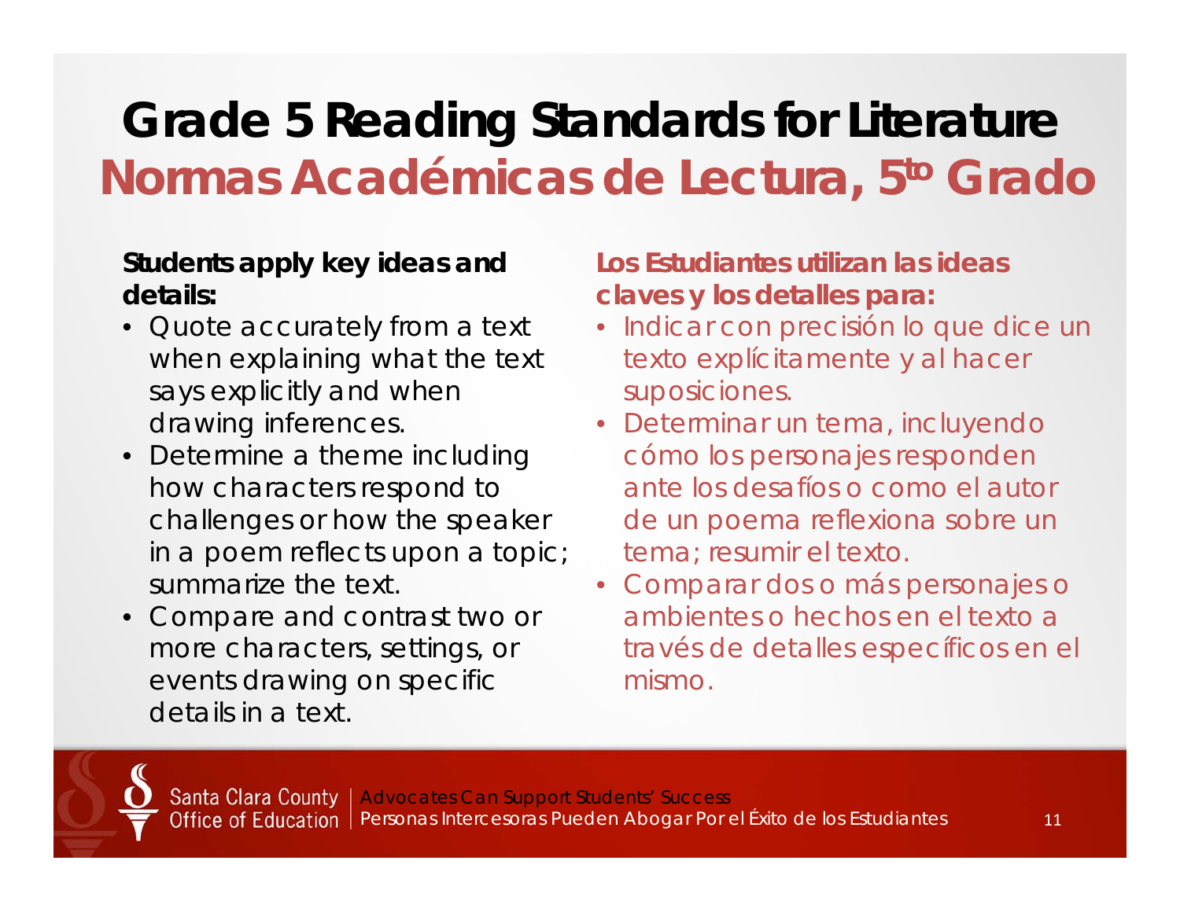# Grade 5 Reading Standards for Literature
# Normas Académicas de Lectura, 5to Grado

**Students apply key ideas and details:**

- Quote accurately from a text when explaining what the text says explicitly and when drawing inferences.
- Determine a theme including how characters respond to challenges or how the speaker in a poem reflects upon a topic; summarize the text.
- Compare and contrast two or more characters, settings, or events drawing on specific details in a text.

**Los Estudiantes utilizan las ideas claves y los detalles para:**

- Indicar con precisión lo que dice un texto explícitamente y al hacer suposiciones.
- Determinar un tema, incluyendo cómo los personajes responden ante los desafíos o como el autor de un poema reflexiona sobre un tema; resumir el texto.
- Comparar dos o más personajes o ambientes o hechos en el texto a través de detalles específicos en el mismo.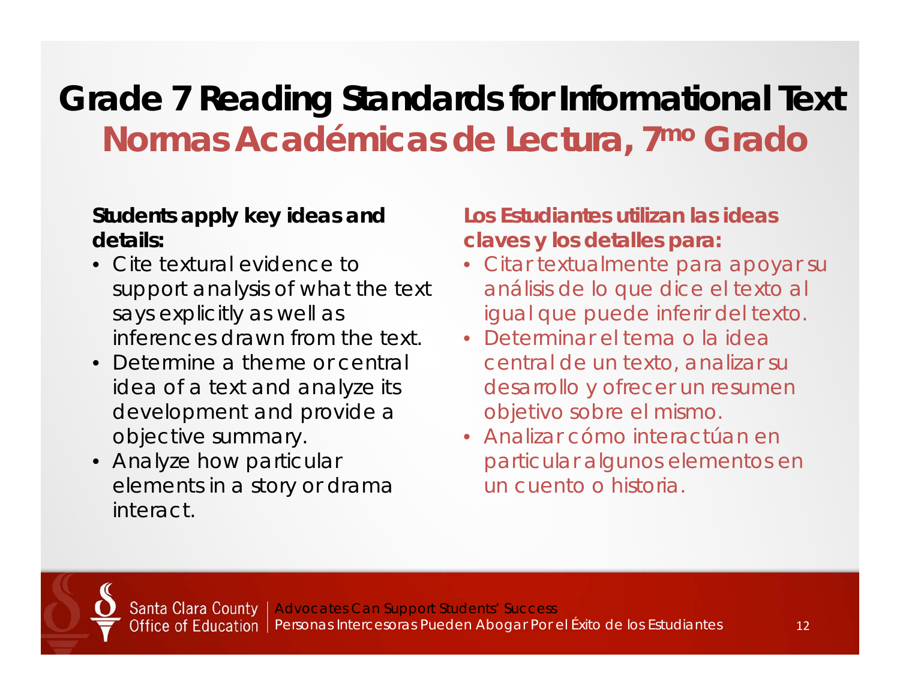# Grade 7 Reading Standards for Informational Text

## Normas Académicas de Lectura, 7mo Grado

**Students apply key ideas and details:**

- Cite textural evidence to support analysis of what the text says explicitly as well as inferences drawn from the text.
- Determine a theme or central idea of a text and analyze its development and provide a objective summary.
- Analyze how particular elements in a story or drama interact.

**Los Estudiantes utilizan las ideas claves y los detalles para:**

- Citar textualmente para apoyar su análisis de lo que dice el texto al igual que puede inferir del texto.
- Determinar el tema o la idea central de un texto, analizar su desarrollo y ofrecer un resumen objetivo sobre el mismo.
- Analizar cómo interactúan en particular algunos elementos en un cuento o historia.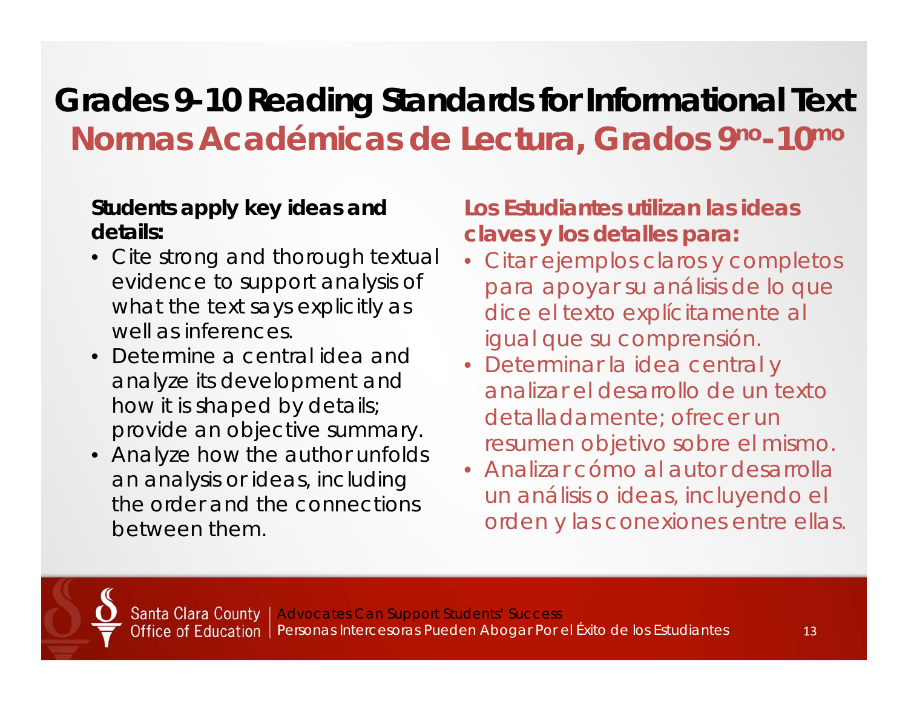# Grades 9-10 Reading Standards for Informational Text

## Normas Académicas de Lectura, Grados 9no-10mo

**Students apply key ideas and details:**

- Cite strong and thorough textual evidence to support analysis of what the text says explicitly as well as inferences.
- Determine a central idea and analyze its development and how it is shaped by details; provide an objective summary.
- Analyze how the author unfolds an analysis or ideas, including the order and the connections between them.

**Los Estudiantes utilizan las ideas claves y los detalles para:**

- Citar ejemplos claros y completos para apoyar su análisis de lo que dice el texto explícitamente al igual que su comprensión.
- Determinar la idea central y analizar el desarrollo de un texto detalladamente; ofrecer un resumen objetivo sobre el mismo.
- Analizar cómo al autor desarrolla un análisis o ideas, incluyendo el orden y las conexiones entre ellas.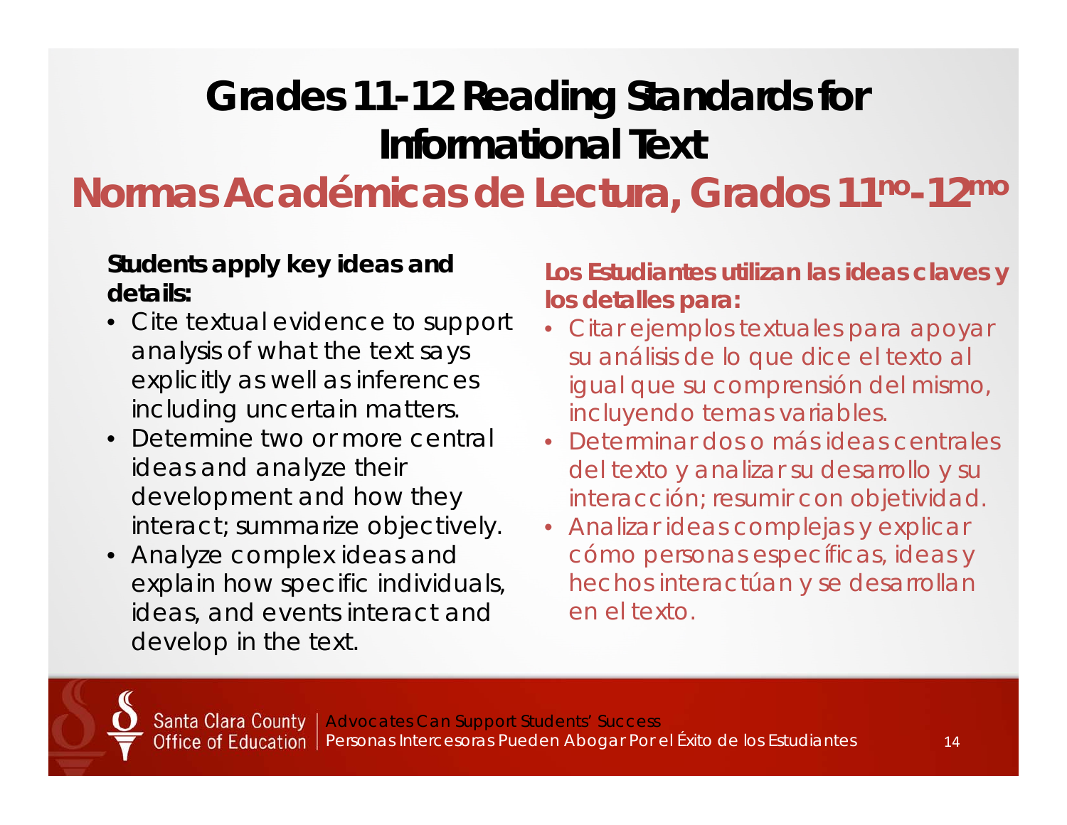# Grades 11-12 Reading Standards for Informational Text

## Normas Académicas de Lectura, Grados 11no-12mo

**Students apply key ideas and details:**

- Cite textual evidence to support analysis of what the text says explicitly as well as inferences including uncertain matters.
- Determine two or more central ideas and analyze their development and how they interact; summarize objectively.
- Analyze complex ideas and explain how specific individuals, ideas, and events interact and develop in the text.

**Los Estudiantes utilizan las ideas claves y los detalles para:**

- Citar ejemplos textuales para apoyar su análisis de lo que dice el texto al igual que su comprensión del mismo, incluyendo temas variables.
- Determinar dos o más ideas centrales del texto y analizar su desarrollo y su interacción; resumir con objetividad.
- Analizar ideas complejas y explicar cómo personas específicas, ideas y hechos interactúan y se desarrollan en el texto.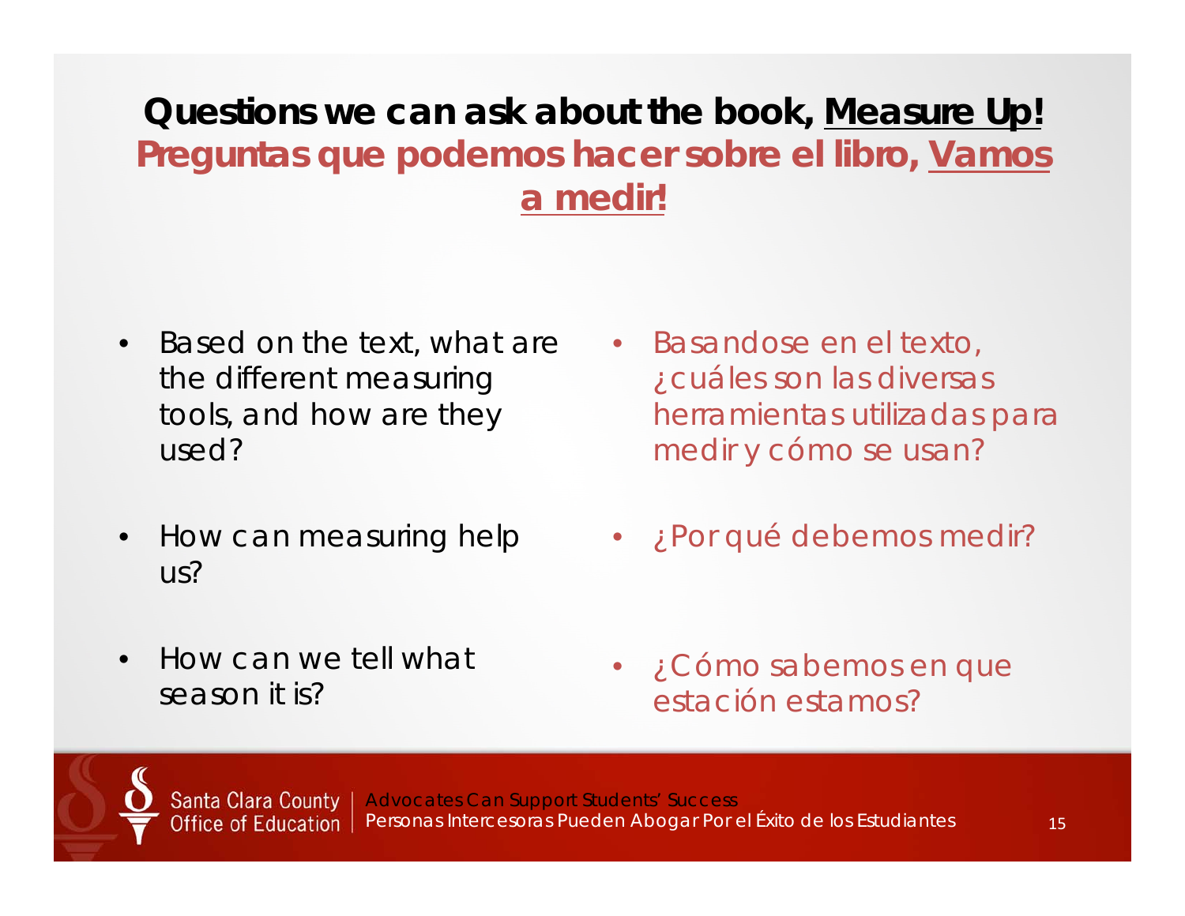## Questions we can ask about the book, <u>Measure Up!</u>

## Preguntas que podemos hacer sobre el libro, <u>Vamos a medir!</u>

- Based on the text, what are the different measuring tools, and how are they used?
- How can measuring help us?
- How can we tell what season it is?

- Basandose en el texto, ¿cuáles son las diversas herramientas utilizadas para medir y cómo se usan?
- ¿Por qué debemos medir?
- ¿Cómo sabemos en que estación estamos?

Santa Clara County Office of Education | Advocates Can Support Students' Success
Personas Intercesoras Pueden Abogar Por el Éxito de los Estudiantes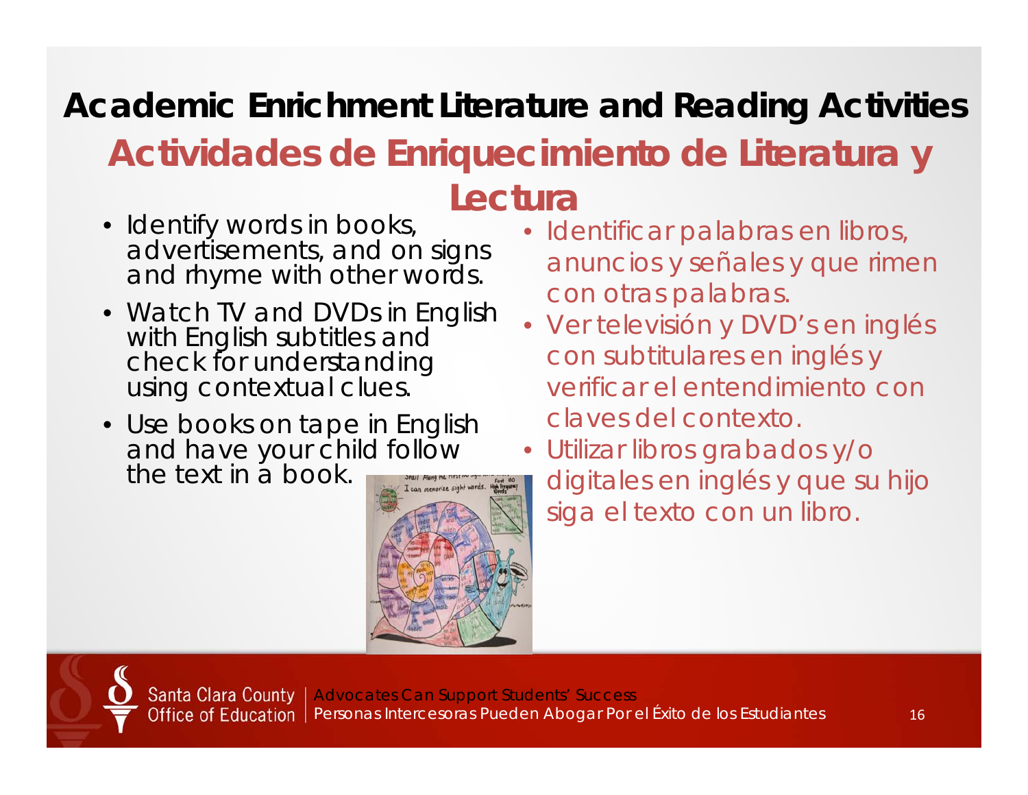# Academic Enrichment Literature and Reading Activities

## Actividades de Enriquecimiento de Literatura y Lectura

- Identify words in books, advertisements, and on signs and rhyme with other words.
- Watch TV and DVDs in English with English subtitles and check for understanding using contextual clues.
- Use books on tape in English and have your child follow the text in a book.

- Identificar palabras en libros, anuncios y señales y que rimen con otras palabras.
- Ver televisión y DVD's en inglés con subtitulares en inglés y verificar el entendimiento con claves del contexto.
- Utilizar libros grabados y/o digitales en inglés y que su hijo siga el texto con un libro.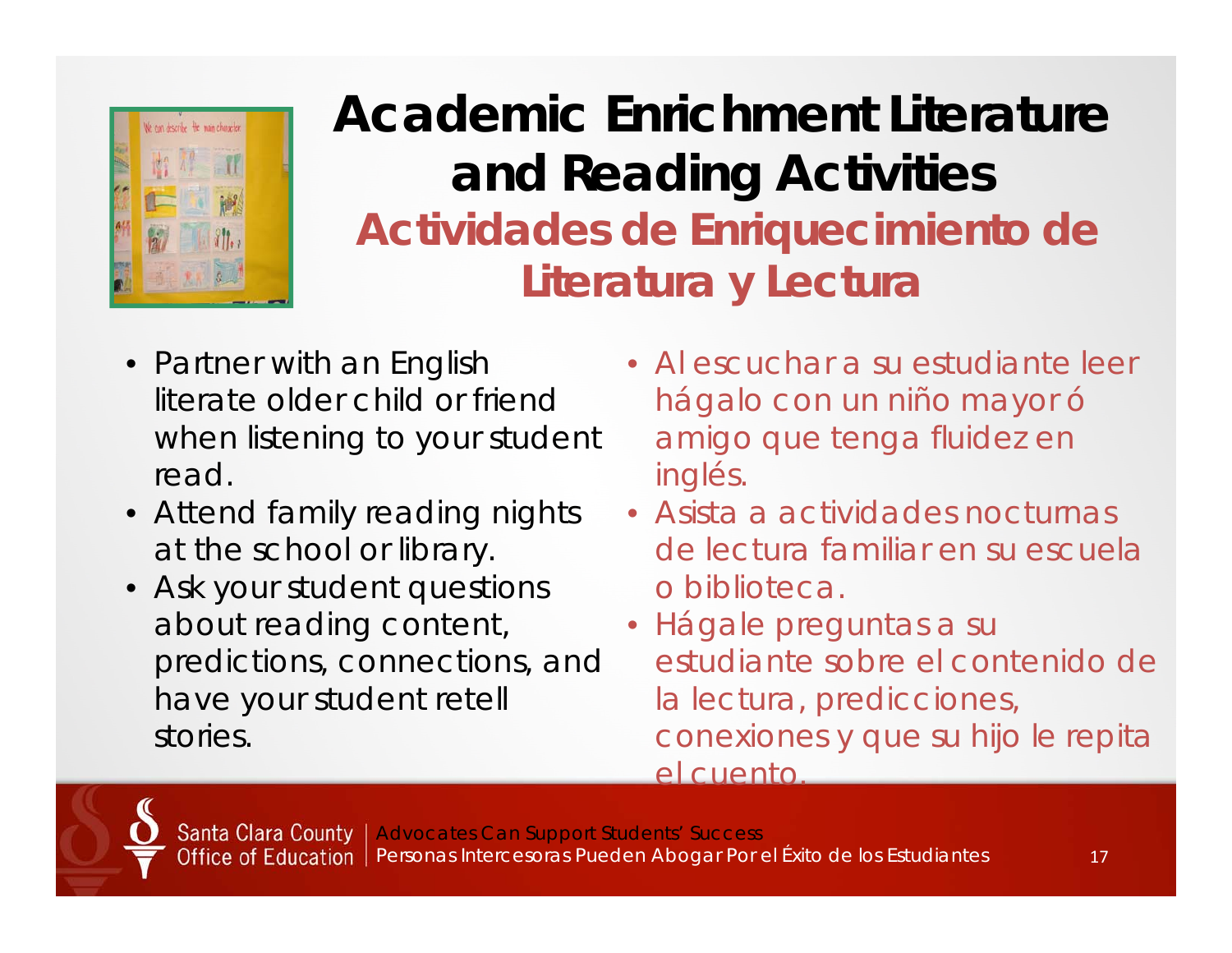# Academic Enrichment Literature and Reading Activities

## Actividades de Enriquecimiento de Literatura y Lectura

- Partner with an English literate older child or friend when listening to your student read.
- Attend family reading nights at the school or library.
- Ask your student questions about reading content, predictions, connections, and have your student retell stories.

- Al escuchar a su estudiante leer hágalo con un niño mayor ó amigo que tenga fluidez en inglés.
- Asista a actividades nocturnas de lectura familiar en su escuela o biblioteca.
- Hágale preguntas a su estudiante sobre el contenido de la lectura, predicciones, conexiones y que su hijo le repita el cuento.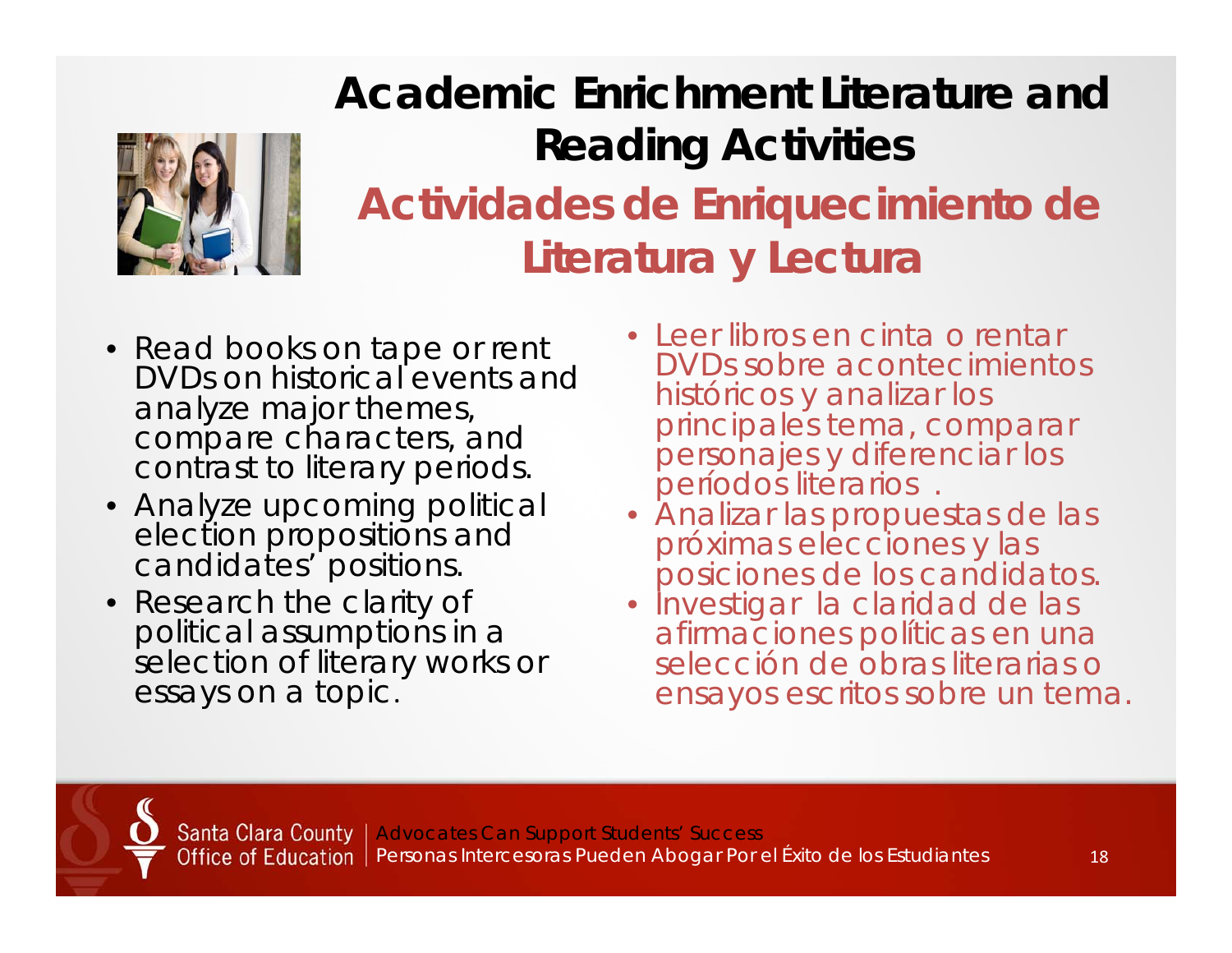# Academic Enrichment Literature and Reading Activities

## Actividades de Enriquecimiento de Literatura y Lectura

- Read books on tape or rent DVDs on historical events and analyze major themes, compare characters, and contrast to literary periods.
- Analyze upcoming political election propositions and candidates' positions.
- Research the clarity of political assumptions in a selection of literary works or essays on a topic.

- Leer libros en cinta o rentar DVDs sobre acontecimientos históricos y analizar los principales tema, comparar personajes y diferenciar los períodos literarios .
- Analizar las propuestas de las próximas elecciones y las posiciones de los candidatos.
- Investigar la claridad de las afirmaciones políticas en una selección de obras literarias o ensayos escritos sobre un tema.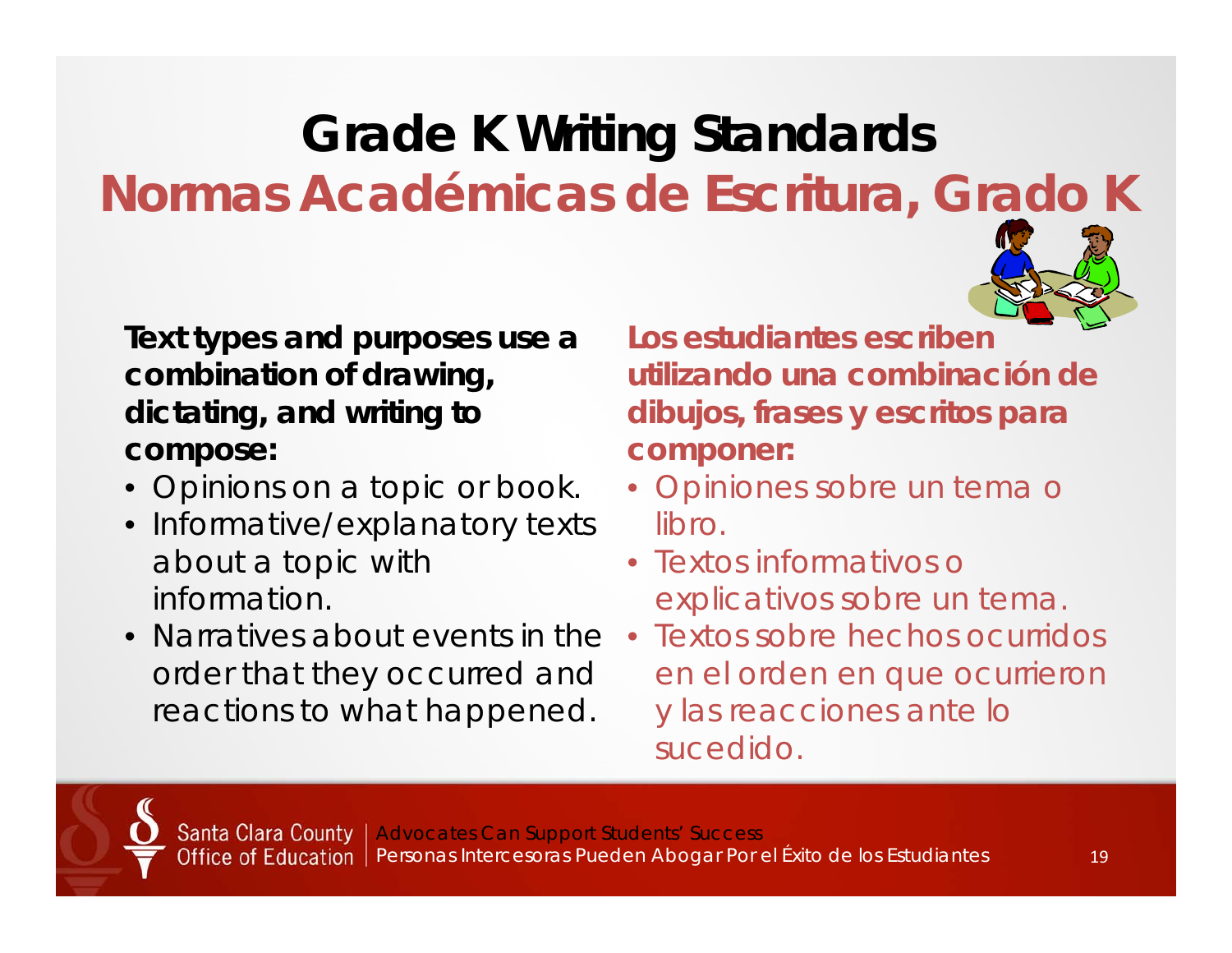# Grade K Writing Standards
# Normas Académicas de Escritura, Grado K

**Text types and purposes use a combination of drawing, dictating, and writing to compose:**

- Opinions on a topic or book.
- Informative/explanatory texts about a topic with information.
- Narratives about events in the order that they occurred and reactions to what happened.

**Los estudiantes escriben utilizando una combinación de dibujos, frases y escritos para componer:**

- Opiniones sobre un tema o libro.
- Textos informativos o explicativos sobre un tema.
- Textos sobre hechos ocurridos en el orden en que ocurrieron y las reacciones ante lo sucedido.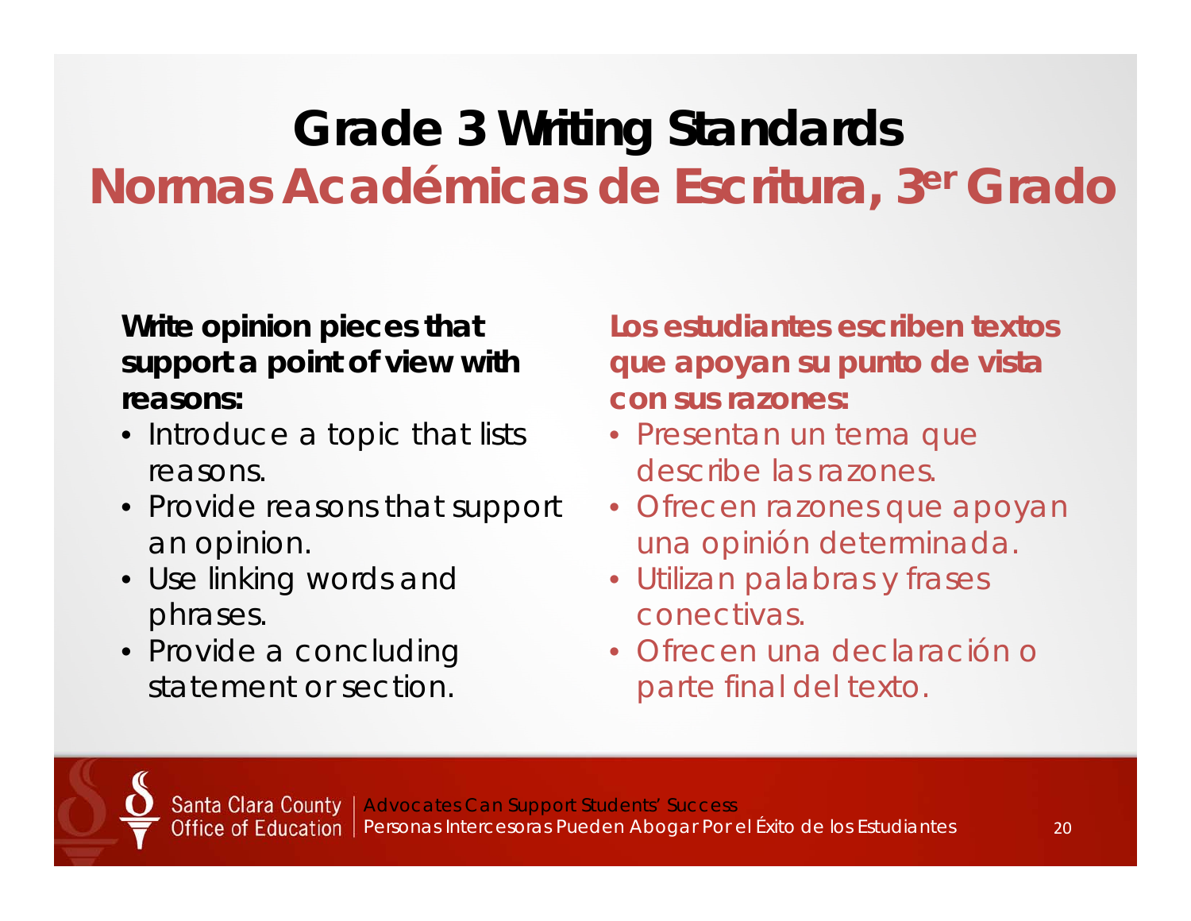# Grade 3 Writing Standards

# Normas Académicas de Escritura, 3er Grado

**Write opinion pieces that support a point of view with reasons:**

- Introduce a topic that lists reasons.
- Provide reasons that support an opinion.
- Use linking words and phrases.
- Provide a concluding statement or section.

**Los estudiantes escriben textos que apoyan su punto de vista con sus razones:**

- Presentan un tema que describe las razones.
- Ofrecen razones que apoyan una opinión determinada.
- Utilizan palabras y frases conectivas.
- Ofrecen una declaración o parte final del texto.

Santa Clara County Office of Education | Advocates Can Support Students' Success
Personas Intercesoras Pueden Abogar Por el Éxito de los Estudiantes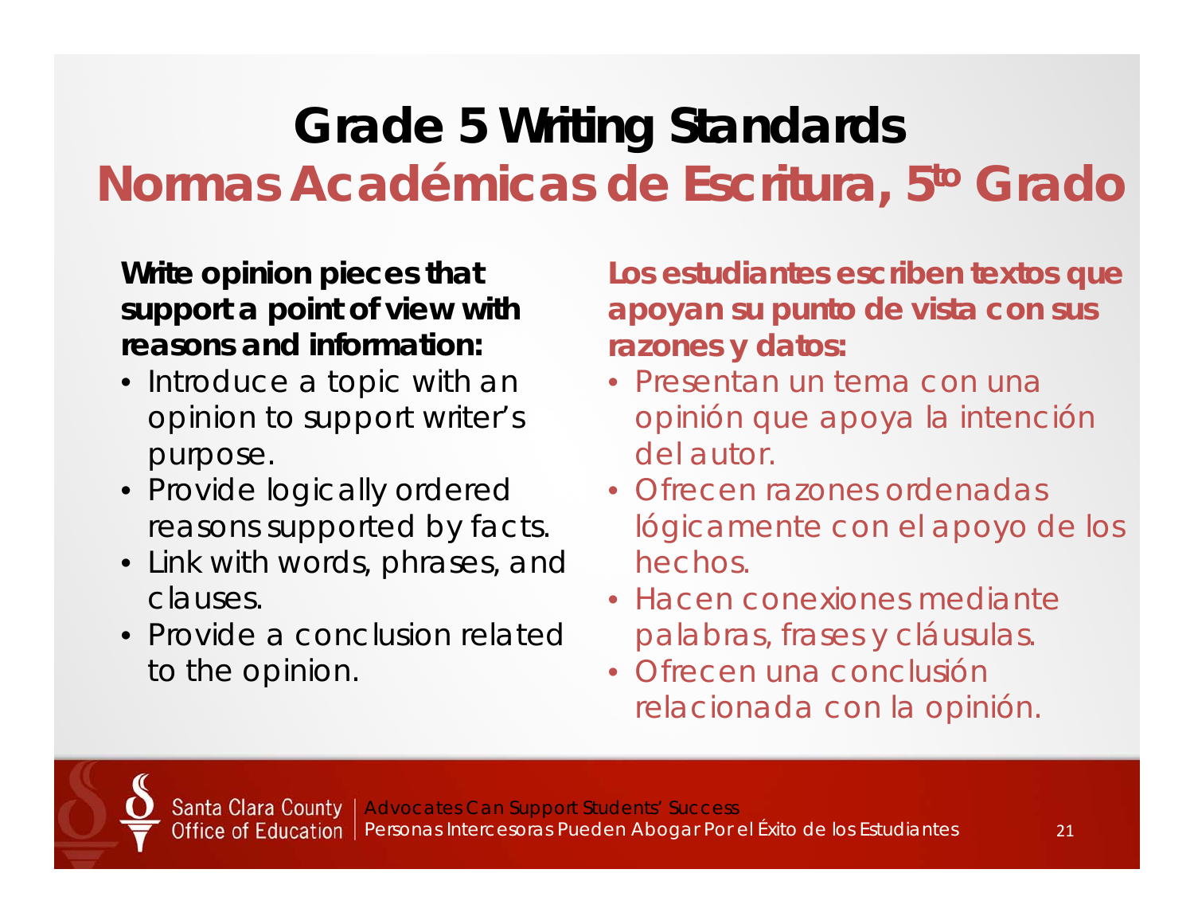# Grade 5 Writing Standards

# Normas Académicas de Escritura, 5to Grado

**Write opinion pieces that support a point of view with reasons and information:**

- Introduce a topic with an opinion to support writer's purpose.
- Provide logically ordered reasons supported by facts.
- Link with words, phrases, and clauses.
- Provide a conclusion related to the opinion.

**Los estudiantes escriben textos que apoyan su punto de vista con sus razones y datos:**

- Presentan un tema con una opinión que apoya la intención del autor.
- Ofrecen razones ordenadas lógicamente con el apoyo de los hechos.
- Hacen conexiones mediante palabras, frases y cláusulas.
- Ofrecen una conclusión relacionada con la opinión.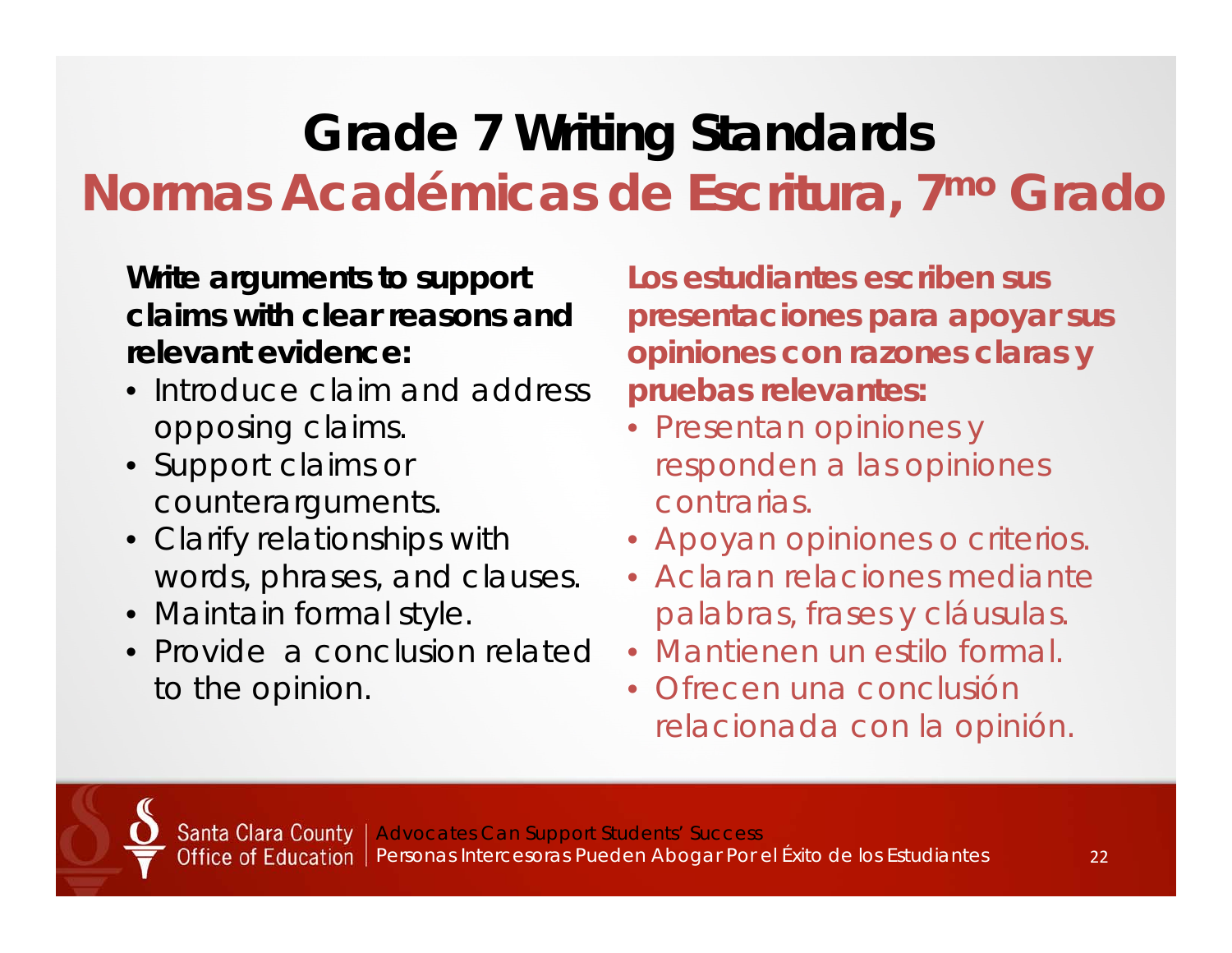# Grade 7 Writing Standards

# Normas Académicas de Escritura, 7mo Grado

**Write arguments to support claims with clear reasons and relevant evidence:**

- Introduce claim and address opposing claims.
- Support claims or counterarguments.
- Clarify relationships with words, phrases, and clauses.
- Maintain formal style.
- Provide a conclusion related to the opinion.

**Los estudiantes escriben sus presentaciones para apoyar sus opiniones con razones claras y pruebas relevantes:**

- Presentan opiniones y responden a las opiniones contrarias.
- Apoyan opiniones o criterios.
- Aclaran relaciones mediante palabras, frases y cláusulas.
- Mantienen un estilo formal.
- Ofrecen una conclusión relacionada con la opinión.

Santa Clara County Office of Education | Advocates Can Support Students' Success
Personas Intercesoras Pueden Abogar Por el Éxito de los Estudiantes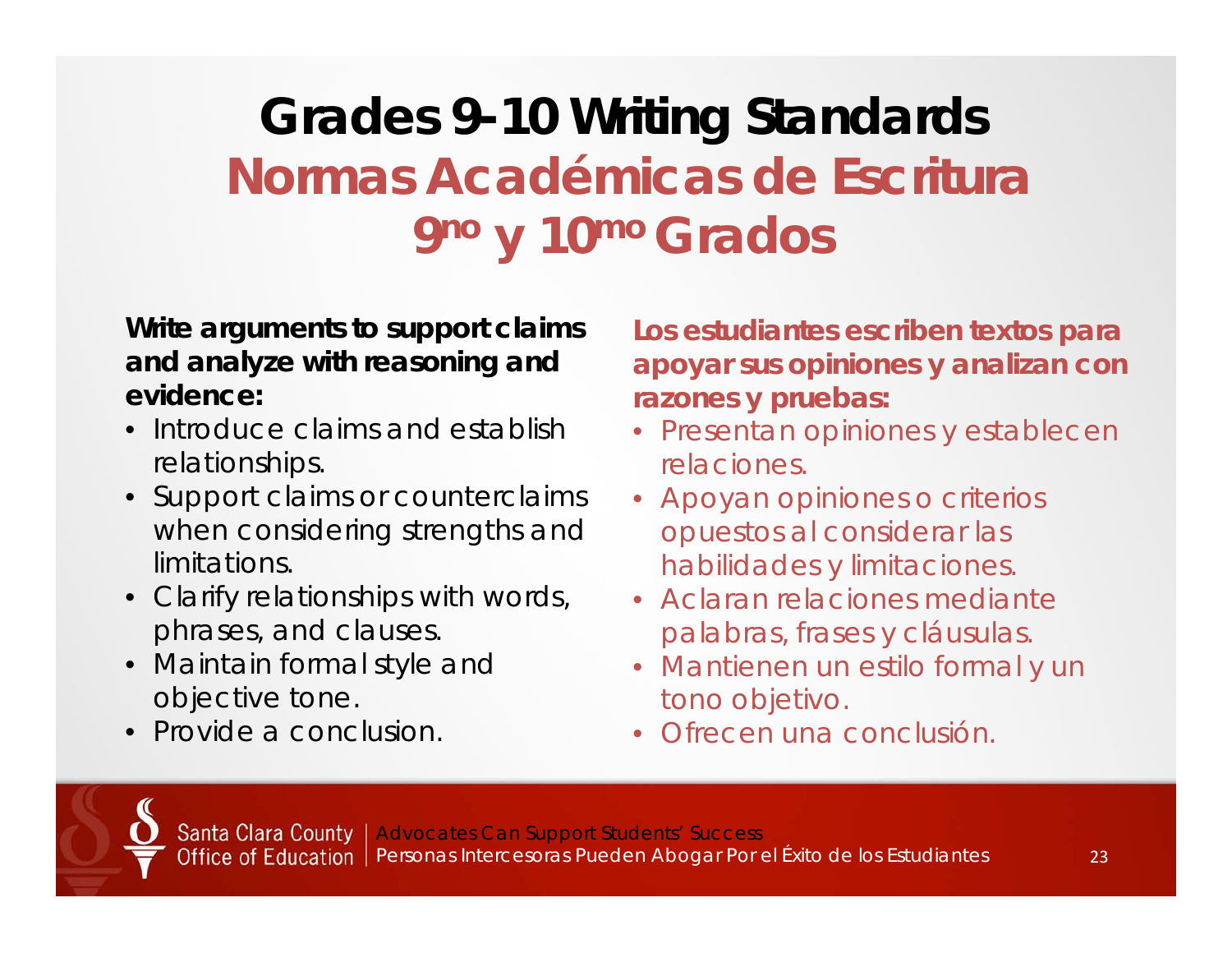# Grades 9-10 Writing Standards

# Normas Académicas de Escritura 9no y 10mo Grados

**Write arguments to support claims and analyze with reasoning and evidence:**

- Introduce claims and establish relationships.
- Support claims or counterclaims when considering strengths and limitations.
- Clarify relationships with words, phrases, and clauses.
- Maintain formal style and objective tone.
- Provide a conclusion.

**Los estudiantes escriben textos para apoyar sus opiniones y analizan con razones y pruebas:**

- Presentan opiniones y establecen relaciones.
- Apoyan opiniones o criterios opuestos al considerar las habilidades y limitaciones.
- Aclaran relaciones mediante palabras, frases y cláusulas.
- Mantienen un estilo formal y un tono objetivo.
- Ofrecen una conclusión.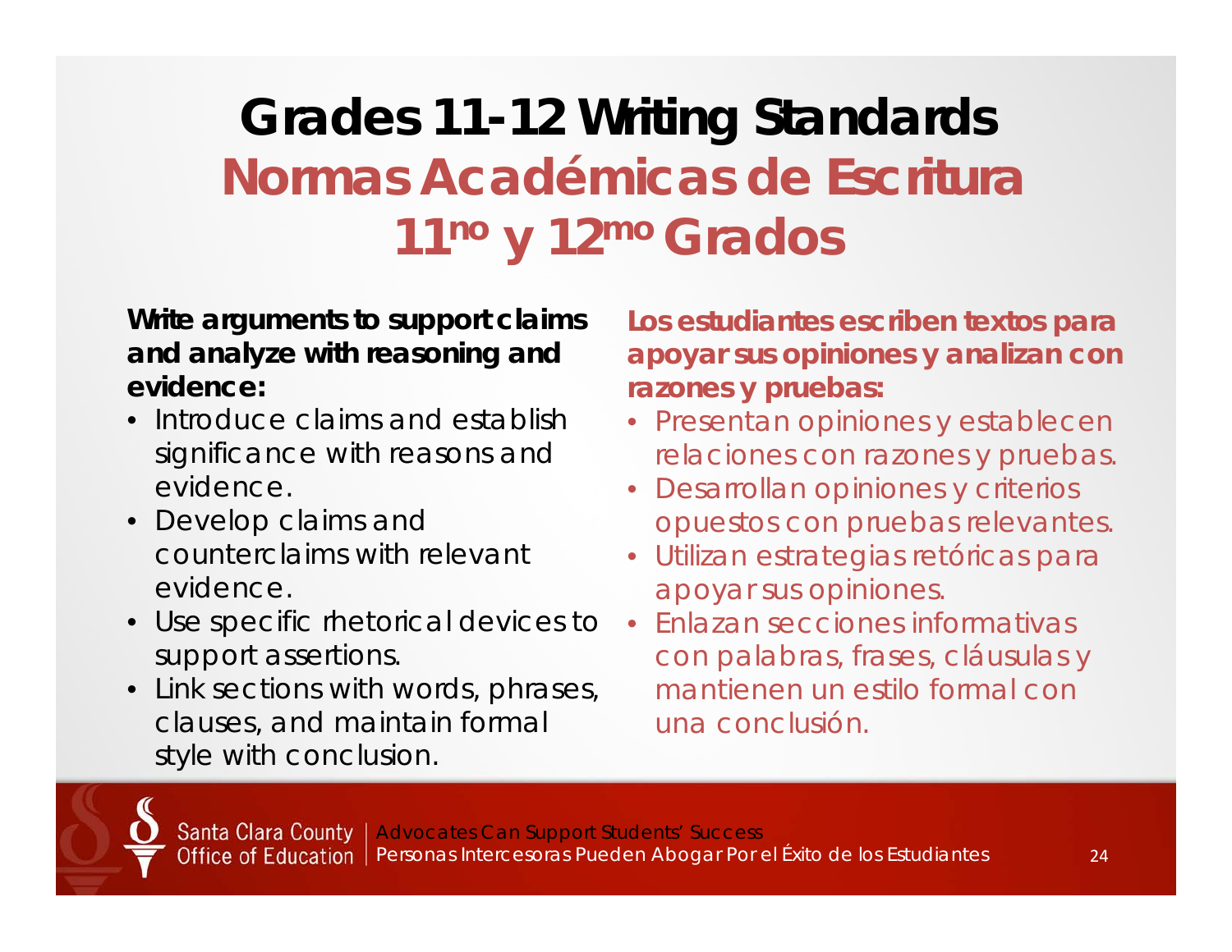# Grades 11-12 Writing Standards
# Normas Académicas de Escritura 11no y 12mo Grados

**Write arguments to support claims and analyze with reasoning and evidence:**

- Introduce claims and establish significance with reasons and evidence.
- Develop claims and counterclaims with relevant evidence.
- Use specific rhetorical devices to support assertions.
- Link sections with words, phrases, clauses, and maintain formal style with conclusion.

**Los estudiantes escriben textos para apoyar sus opiniones y analizan con razones y pruebas:**

- Presentan opiniones y establecen relaciones con razones y pruebas.
- Desarrollan opiniones y criterios opuestos con pruebas relevantes.
- Utilizan estrategias retóricas para apoyar sus opiniones.
- Enlazan secciones informativas con palabras, frases, cláusulas y mantienen un estilo formal con una conclusión.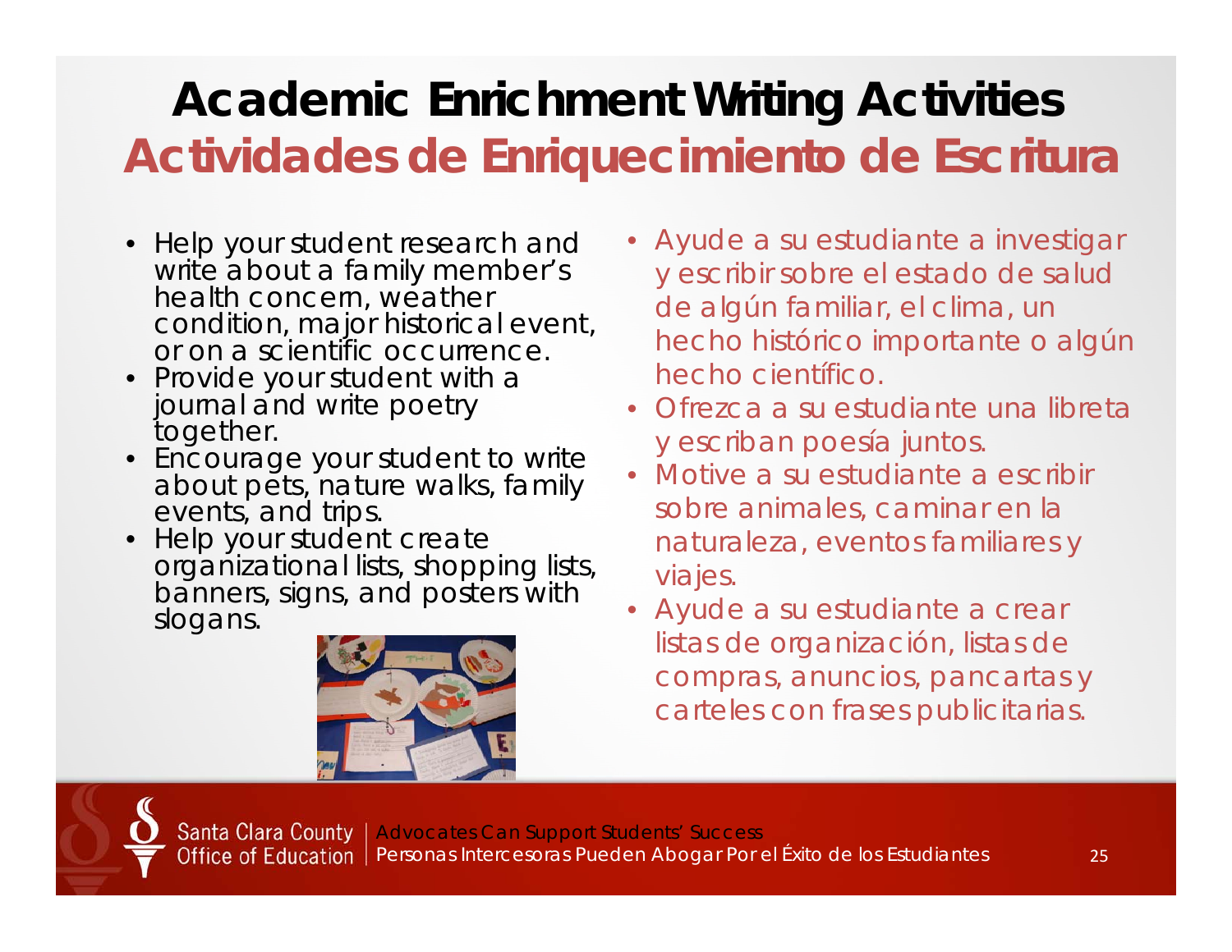# Academic Enrichment Writing Activities
# Actividades de Enriquecimiento de Escritura

- Help your student research and write about a family member's health concern, weather condition, major historical event, or on a scientific occurrence.
- Provide your student with a journal and write poetry together.
- Encourage your student to write about pets, nature walks, family events, and trips.
- Help your student create organizational lists, shopping lists, banners, signs, and posters with slogans.

- Ayude a su estudiante a investigar y escribir sobre el estado de salud de algún familiar, el clima, un hecho histórico importante o algún hecho científico.
- Ofrezca a su estudiante una libreta y escriban poesía juntos.
- Motive a su estudiante a escribir sobre animales, caminar en la naturaleza, eventos familiares y viajes.
- Ayude a su estudiante a crear listas de organización, listas de compras, anuncios, pancartas y carteles con frases publicitarias.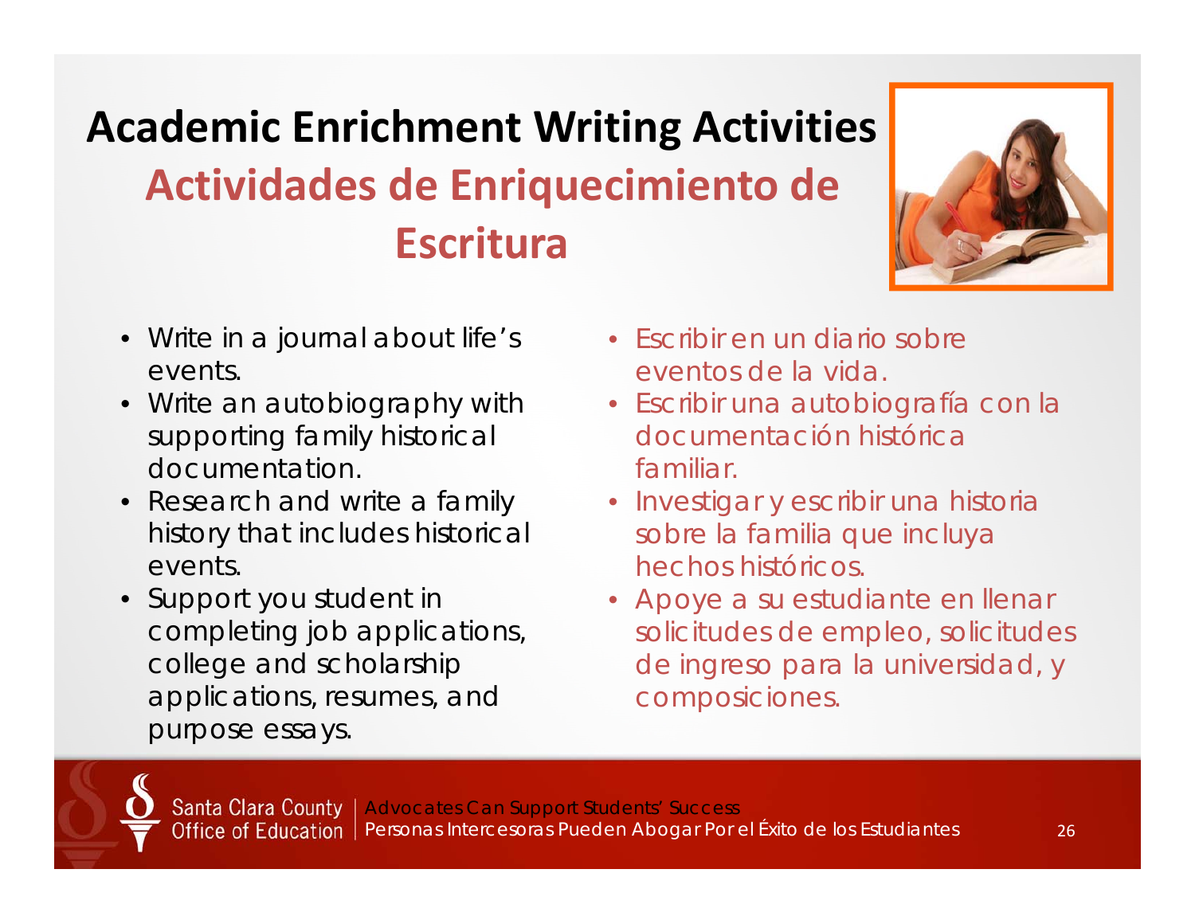# Academic Enrichment Writing Activities

## Actividades de Enriquecimiento de Escritura

- Write in a journal about life's events.
- Write an autobiography with supporting family historical documentation.
- Research and write a family history that includes historical events.
- Support you student in completing job applications, college and scholarship applications, resumes, and purpose essays.

- Escribir en un diario sobre eventos de la vida.
- Escribir una autobiografía con la documentación histórica familiar.
- Investigar y escribir una historia sobre la familia que incluya hechos históricos.
- Apoye a su estudiante en llenar solicitudes de empleo, solicitudes de ingreso para la universidad, y composiciones.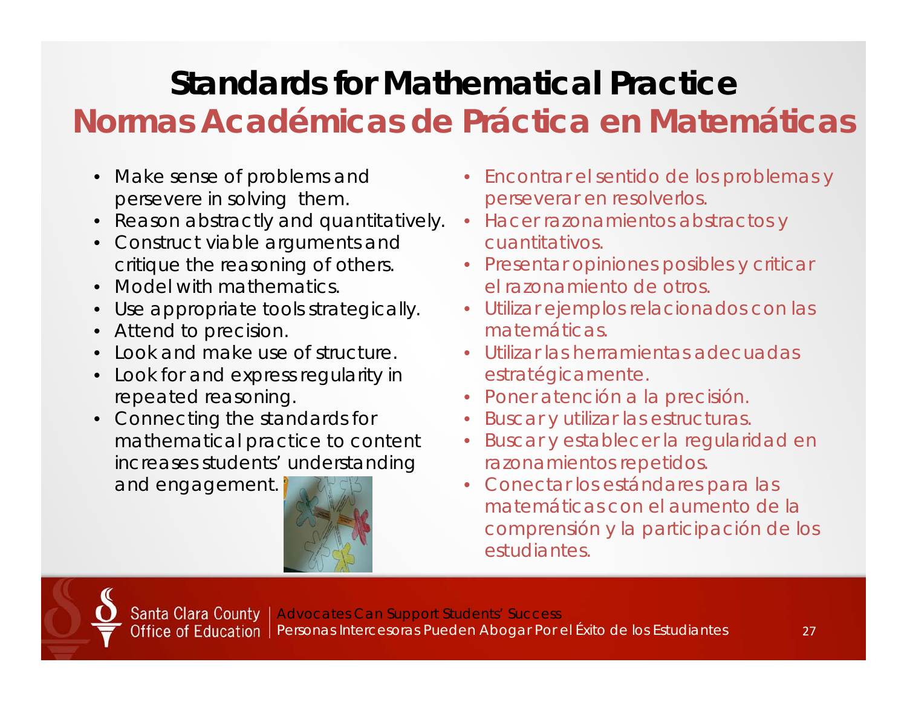# Standards for Mathematical Practice
# Normas Académicas de Práctica en Matemáticas

- Make sense of problems and persevere in solving them.
- Reason abstractly and quantitatively.
- Construct viable arguments and critique the reasoning of others.
- Model with mathematics.
- Use appropriate tools strategically.
- Attend to precision.
- Look and make use of structure.
- Look for and express regularity in repeated reasoning.
- Connecting the standards for mathematical practice to content increases students' understanding and engagement.

- Encontrar el sentido de los problemas y perseverar en resolverlos.
- Hacer razonamientos abstractos y cuantitativos.
- Presentar opiniones posibles y criticar el razonamiento de otros.
- Utilizar ejemplos relacionados con las matemáticas.
- Utilizar las herramientas adecuadas estratégicamente.
- Poner atención a la precisión.
- Buscar y utilizar las estructuras.
- Buscar y establecer la regularidad en razonamientos repetidos.
- Conectar los estándares para las matemáticas con el aumento de la comprensión y la participación de los estudiantes.

Santa Clara County Office of Education | Advocates Can Support Students' Success
Personas Intercesoras Pueden Abogar Por el Éxito de los Estudiantes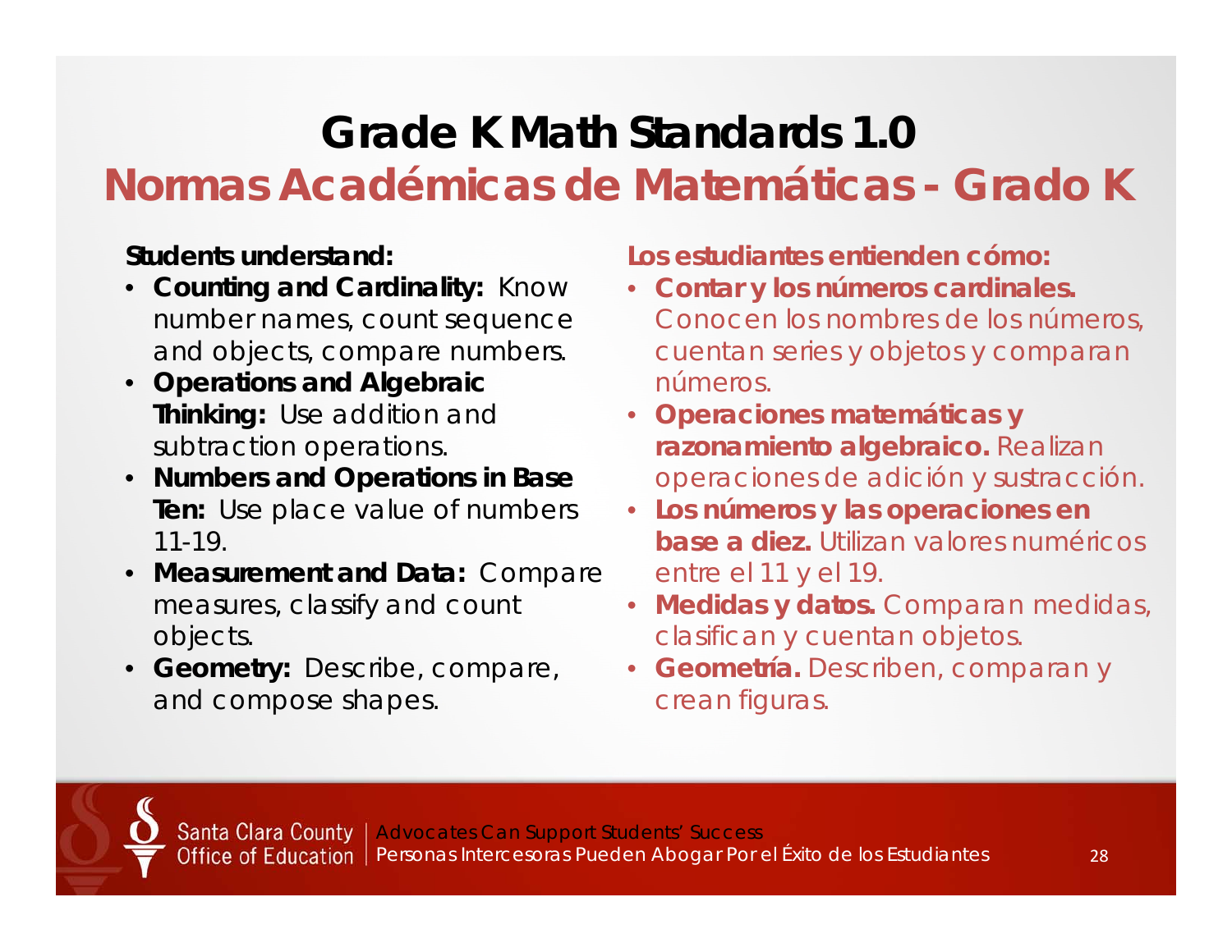# Grade K Math Standards 1.0

## Normas Académicas de Matemáticas - Grado K

**Students understand:**

- **Counting and Cardinality:** Know number names, count sequence and objects, compare numbers.
- **Operations and Algebraic Thinking:** Use addition and subtraction operations.
- **Numbers and Operations in Base Ten:** Use place value of numbers 11-19.
- **Measurement and Data:** Compare measures, classify and count objects.
- **Geometry:** Describe, compare, and compose shapes.

**Los estudiantes entienden cómo:**

- **Contar y los números cardinales.** Conocen los nombres de los números, cuentan series y objetos y comparan números.
- **Operaciones matemáticas y razonamiento algebraico.** Realizan operaciones de adición y sustracción.
- **Los números y las operaciones en base a diez.** Utilizan valores numéricos entre el 11 y el 19.
- **Medidas y datos.** Comparan medidas, clasifican y cuentan objetos.
- **Geometría.** Describen, comparan y crean figuras.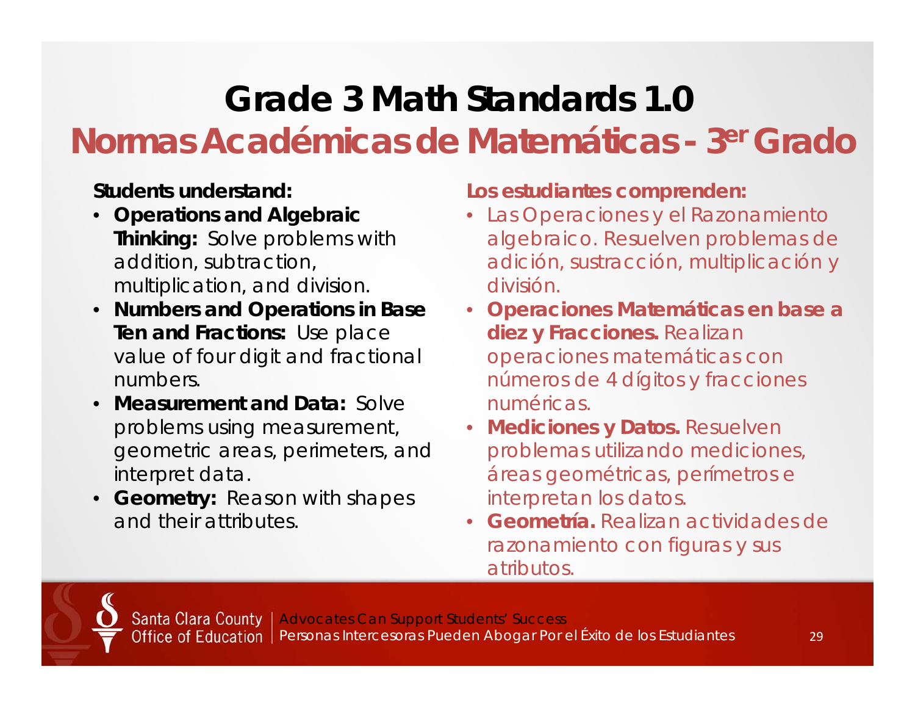# Grade 3 Math Standards 1.0

## Normas Académicas de Matemáticas - 3er Grado

**Students understand:**

- **Operations and Algebraic Thinking:** Solve problems with addition, subtraction, multiplication, and division.
- **Numbers and Operations in Base Ten and Fractions:** Use place value of four digit and fractional numbers.
- **Measurement and Data:** Solve problems using measurement, geometric areas, perimeters, and interpret data.
- **Geometry:** Reason with shapes and their attributes.

**Los estudiantes comprenden:**

- Las Operaciones y el Razonamiento algebraico. Resuelven problemas de adición, sustracción, multiplicación y división.
- **Operaciones Matemáticas en base a diez y Fracciones.** Realizan operaciones matemáticas con números de 4 dígitos y fracciones numéricas.
- **Mediciones y Datos.** Resuelven problemas utilizando mediciones, áreas geométricas, perímetros e interpretan los datos.
- **Geometría.** Realizan actividades de razonamiento con figuras y sus atributos.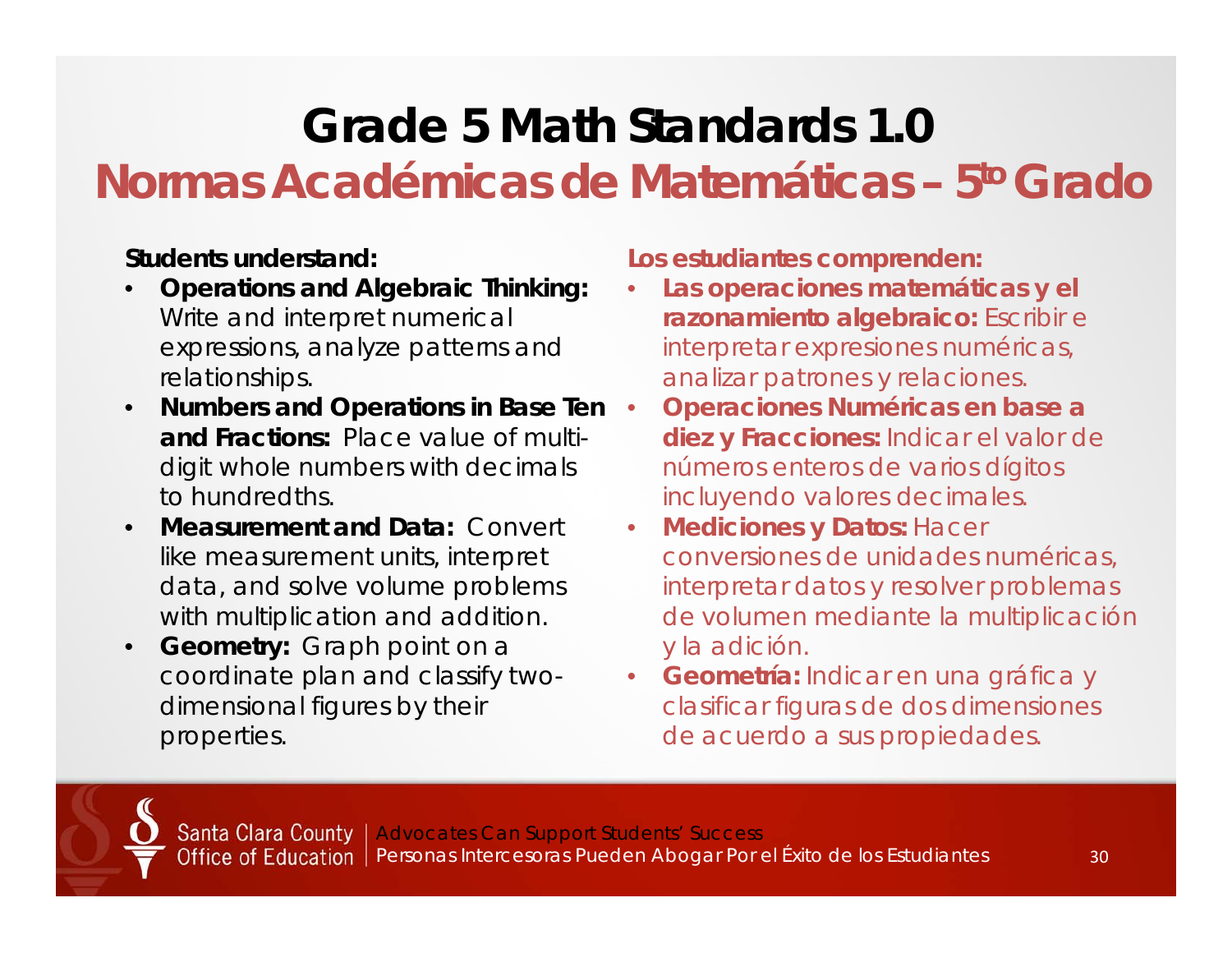# Grade 5 Math Standards 1.0

## Normas Académicas de Matemáticas – 5to Grado

**Students understand:**

- **Operations and Algebraic Thinking:** Write and interpret numerical expressions, analyze patterns and relationships.
- **Numbers and Operations in Base Ten and Fractions:** Place value of multi-digit whole numbers with decimals to hundredths.
- **Measurement and Data:** Convert like measurement units, interpret data, and solve volume problems with multiplication and addition.
- **Geometry:** Graph point on a coordinate plan and classify two-dimensional figures by their properties.

**Los estudiantes comprenden:**

- **Las operaciones matemáticas y el razonamiento algebraico:** Escribir e interpretar expresiones numéricas, analizar patrones y relaciones.
- **Operaciones Numéricas en base a diez y Fracciones:** Indicar el valor de números enteros de varios dígitos incluyendo valores decimales.
- **Mediciones y Datos:** Hacer conversiones de unidades numéricas, interpretar datos y resolver problemas de volumen mediante la multiplicación y la adición.
- **Geometría:** Indicar en una gráfica y clasificar figuras de dos dimensiones de acuerdo a sus propiedades.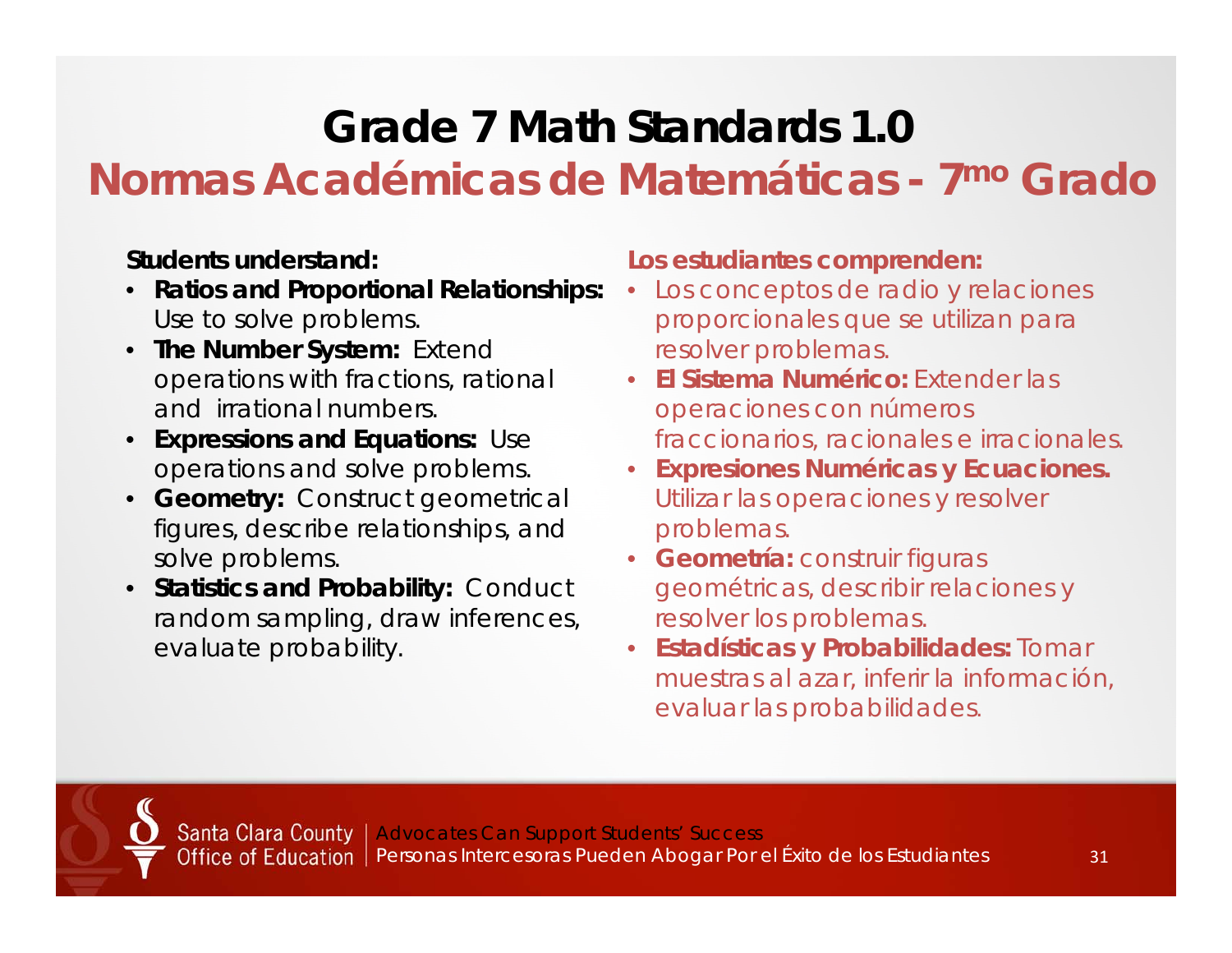# Grade 7 Math Standards 1.0

## Normas Académicas de Matemáticas - 7mo Grado

**Students understand:**

- **Ratios and Proportional Relationships:** Use to solve problems.
- **The Number System:** Extend operations with fractions, rational and irrational numbers.
- **Expressions and Equations:** Use operations and solve problems.
- **Geometry:** Construct geometrical figures, describe relationships, and solve problems.
- **Statistics and Probability:** Conduct random sampling, draw inferences, evaluate probability.

**Los estudiantes comprenden:**

- Los conceptos de radio y relaciones proporcionales que se utilizan para resolver problemas.
- **El Sistema Numérico:** Extender las operaciones con números fraccionarios, racionales e irracionales.
- **Expresiones Numéricas y Ecuaciones.** Utilizar las operaciones y resolver problemas.
- **Geometría:** construir figuras geométricas, describir relaciones y resolver los problemas.
- **Estadísticas y Probabilidades:** Tomar muestras al azar, inferir la información, evaluar las probabilidades.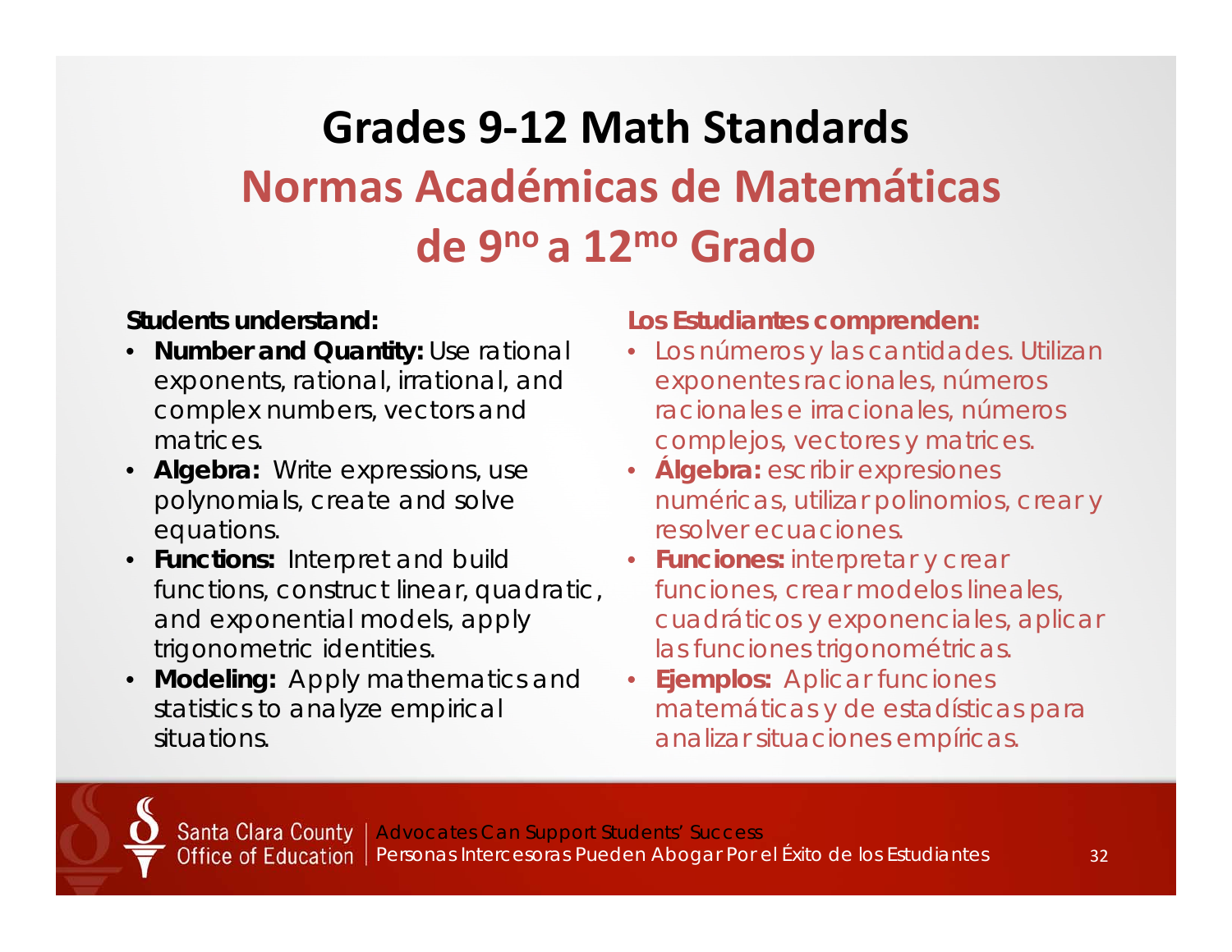# Grades 9-12 Math Standards

# Normas Académicas de Matemáticas de 9no a 12mo Grado

**Students understand:**

- **Number and Quantity:** Use rational exponents, rational, irrational, and complex numbers, vectors and matrices.
- **Algebra:** Write expressions, use polynomials, create and solve equations.
- **Functions:** Interpret and build functions, construct linear, quadratic, and exponential models, apply trigonometric identities.
- **Modeling:** Apply mathematics and statistics to analyze empirical situations.

**Los Estudiantes comprenden:**

- Los números y las cantidades. Utilizan exponentes racionales, números racionales e irracionales, números complejos, vectores y matrices.
- **Álgebra:** escribir expresiones numéricas, utilizar polinomios, crear y resolver ecuaciones.
- **Funciones:** interpretar y crear funciones, crear modelos lineales, cuadráticos y exponenciales, aplicar las funciones trigonométricas.
- **Ejemplos:** Aplicar funciones matemáticas y de estadísticas para analizar situaciones empíricas.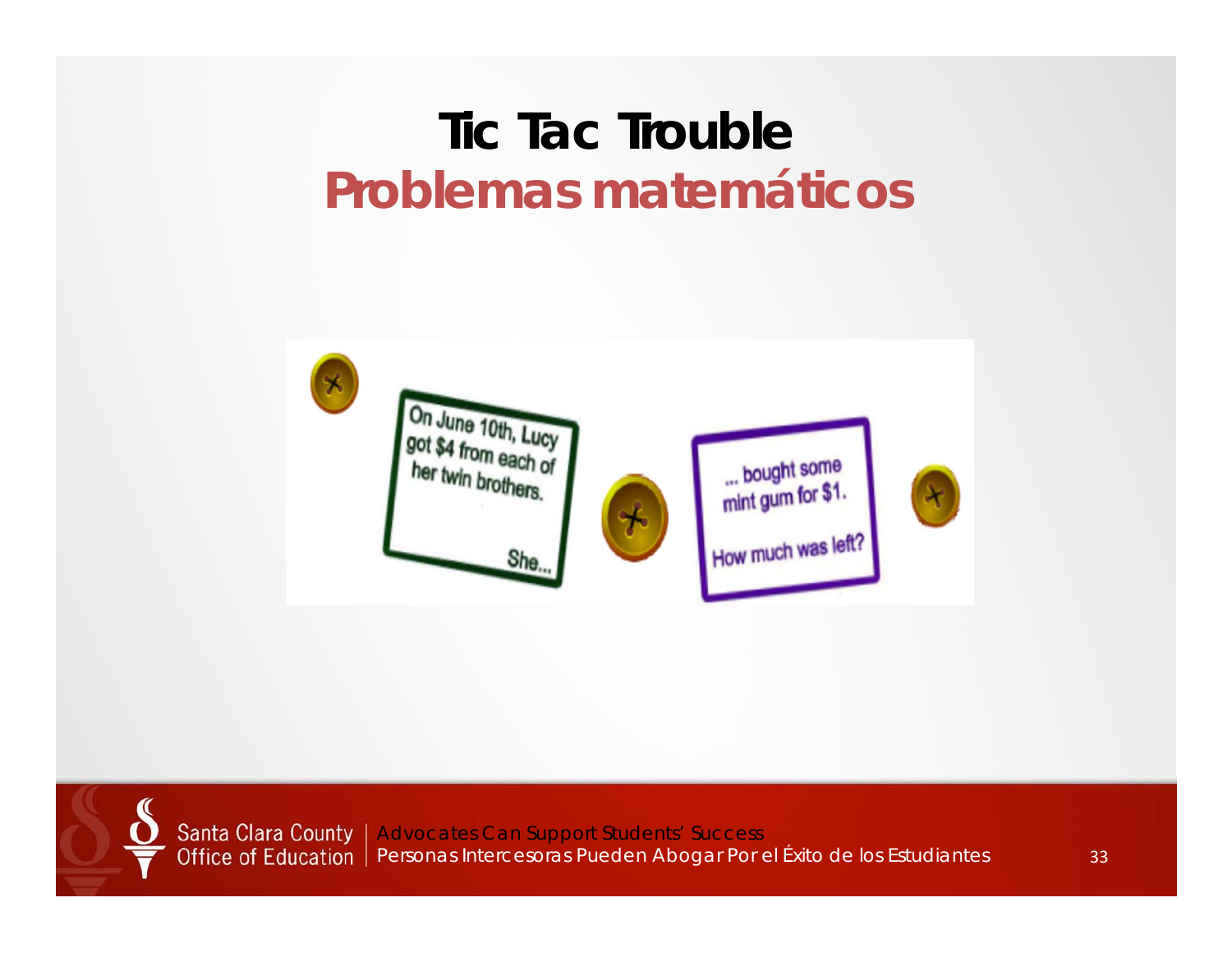# Tic Tac Trouble

## Problemas matemáticos

On June 10th, Lucy got $4 from each of her twin brothers.

She...

... bought some mint gum for $1.

How much was left?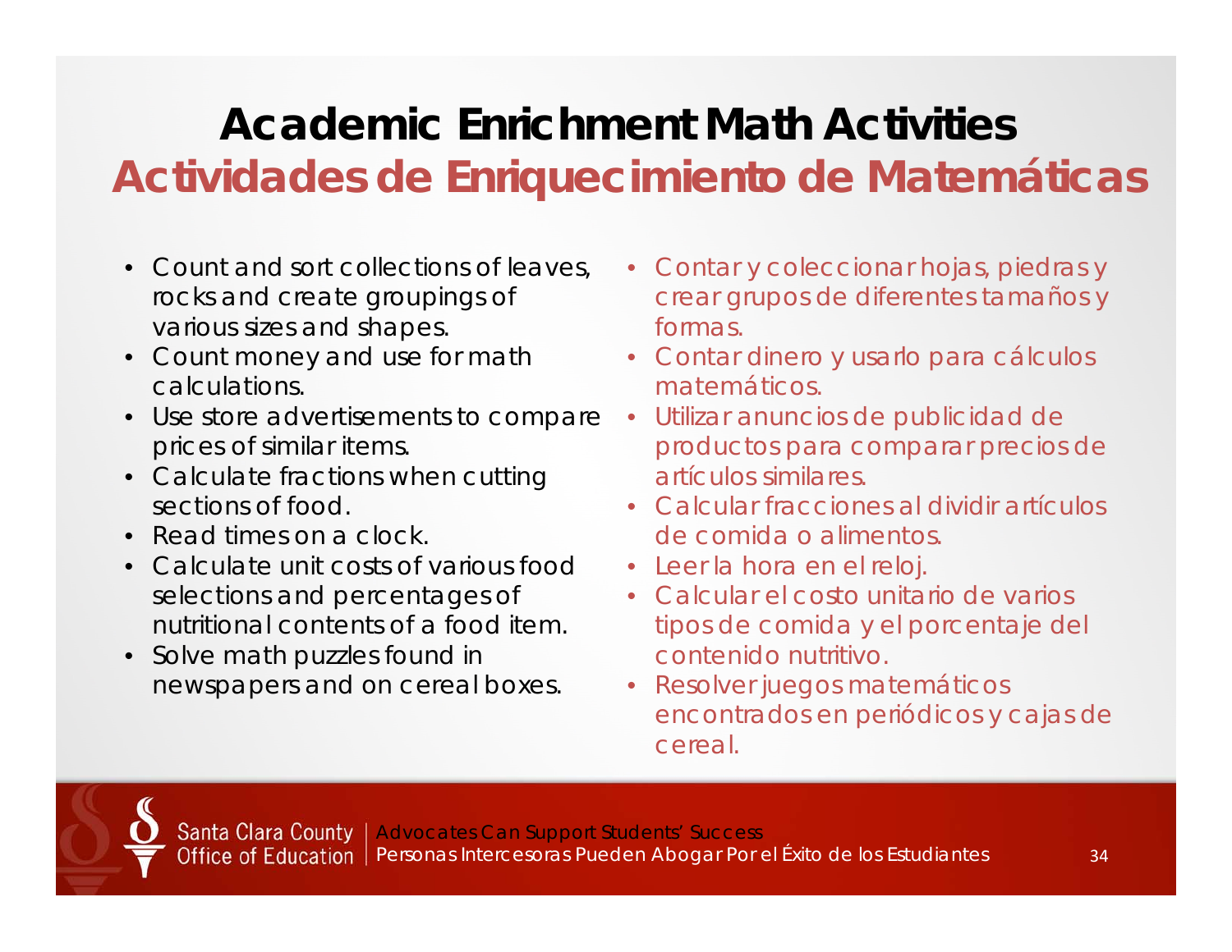# Academic Enrichment Math Activities
# Actividades de Enriquecimiento de Matemáticas

- Count and sort collections of leaves, rocks and create groupings of various sizes and shapes.
- Count money and use for math calculations.
- Use store advertisements to compare prices of similar items.
- Calculate fractions when cutting sections of food.
- Read times on a clock.
- Calculate unit costs of various food selections and percentages of nutritional contents of a food item.
- Solve math puzzles found in newspapers and on cereal boxes.

- Contar y coleccionar hojas, piedras y crear grupos de diferentes tamaños y formas.
- Contar dinero y usarlo para cálculos matemáticos.
- Utilizar anuncios de publicidad de productos para comparar precios de artículos similares.
- Calcular fracciones al dividir artículos de comida o alimentos.
- Leer la hora en el reloj.
- Calcular el costo unitario de varios tipos de comida y el porcentaje del contenido nutritivo.
- Resolver juegos matemáticos encontrados en periódicos y cajas de cereal.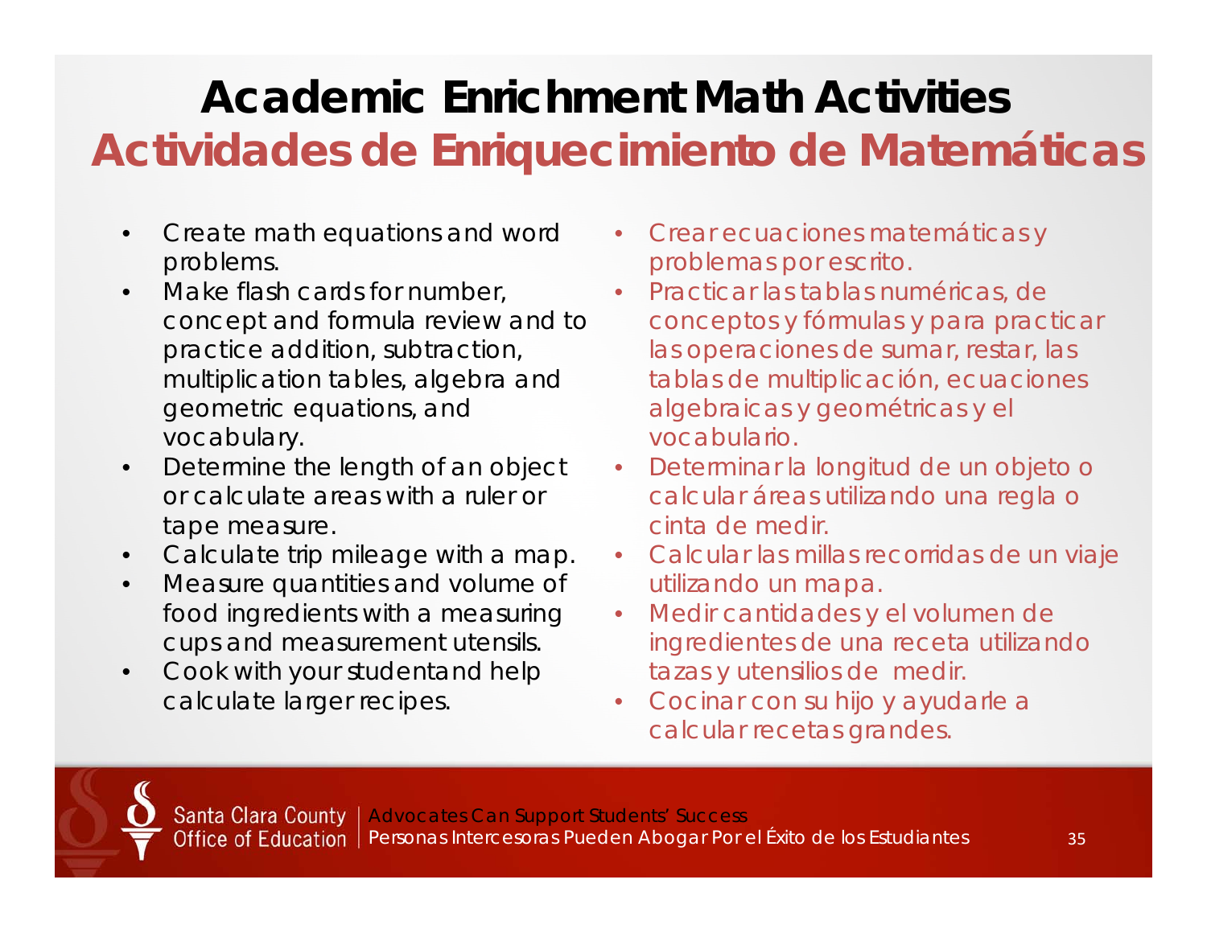# Academic Enrichment Math Activities

# Actividades de Enriquecimiento de Matemáticas

- Create math equations and word problems.
- Make flash cards for number, concept and formula review and to practice addition, subtraction, multiplication tables, algebra and geometric equations, and vocabulary.
- Determine the length of an object or calculate areas with a ruler or tape measure.
- Calculate trip mileage with a map.
- Measure quantities and volume of food ingredients with a measuring cups and measurement utensils.
- Cook with your student and help calculate larger recipes.

- Crear ecuaciones matemáticas y problemas por escrito.
- Practicar las tablas numéricas, de conceptos y fórmulas y para practicar las operaciones de sumar, restar, las tablas de multiplicación, ecuaciones algebraicas y geométricas y el vocabulario.
- Determinar la longitud de un objeto o calcular áreas utilizando una regla o cinta de medir.
- Calcular las millas recorridas de un viaje utilizando un mapa.
- Medir cantidades y el volumen de ingredientes de una receta utilizando tazas y utensilios de medir.
- Cocinar con su hijo y ayudarle a calcular recetas grandes.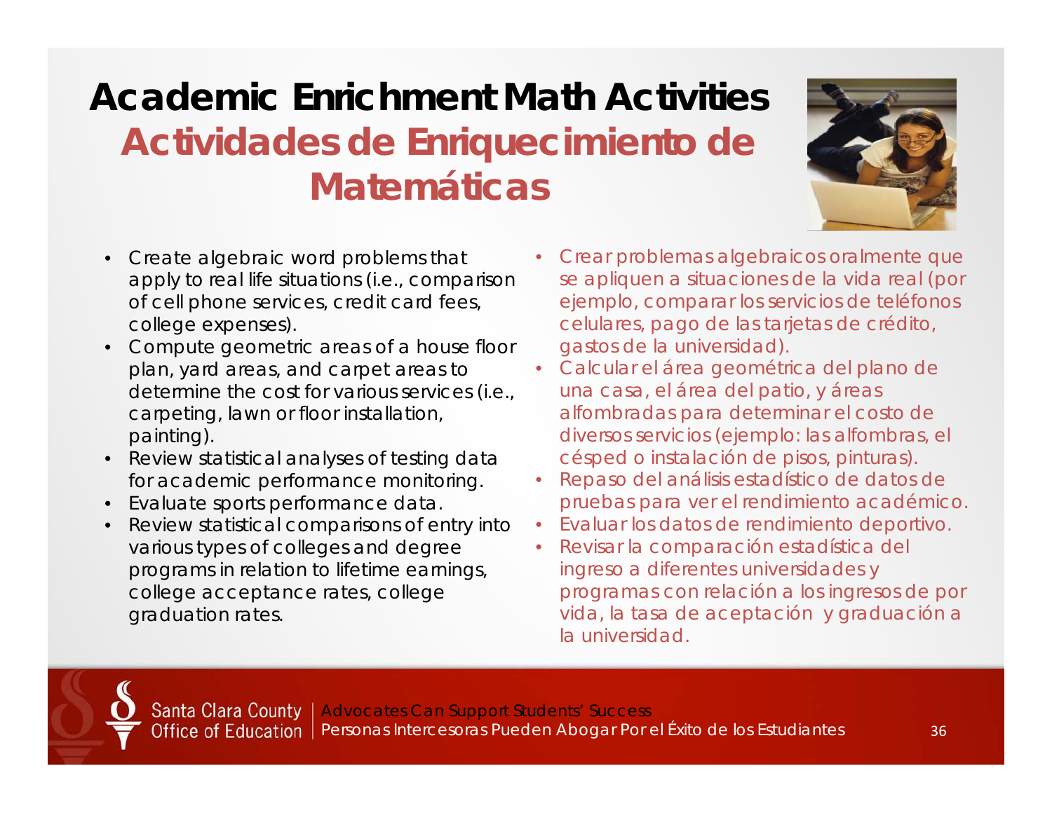# Academic Enrichment Math Activities

## Actividades de Enriquecimiento de Matemáticas

- Create algebraic word problems that apply to real life situations (i.e., comparison of cell phone services, credit card fees, college expenses).
- Compute geometric areas of a house floor plan, yard areas, and carpet areas to determine the cost for various services (i.e., carpeting, lawn or floor installation, painting).
- Review statistical analyses of testing data for academic performance monitoring.
- Evaluate sports performance data.
- Review statistical comparisons of entry into various types of colleges and degree programs in relation to lifetime earnings, college acceptance rates, college graduation rates.

- Crear problemas algebraicos oralmente que se apliquen a situaciones de la vida real (por ejemplo, comparar los servicios de teléfonos celulares, pago de las tarjetas de crédito, gastos de la universidad).
- Calcular el área geométrica del plano de una casa, el área del patio, y áreas alfombradas para determinar el costo de diversos servicios (ejemplo: las alfombras, el césped o instalación de pisos, pinturas).
- Repaso del análisis estadístico de datos de pruebas para ver el rendimiento académico.
- Evaluar los datos de rendimiento deportivo.
- Revisar la comparación estadística del ingreso a diferentes universidades y programas con relación a los ingresos de por vida, la tasa de aceptación y graduación a la universidad.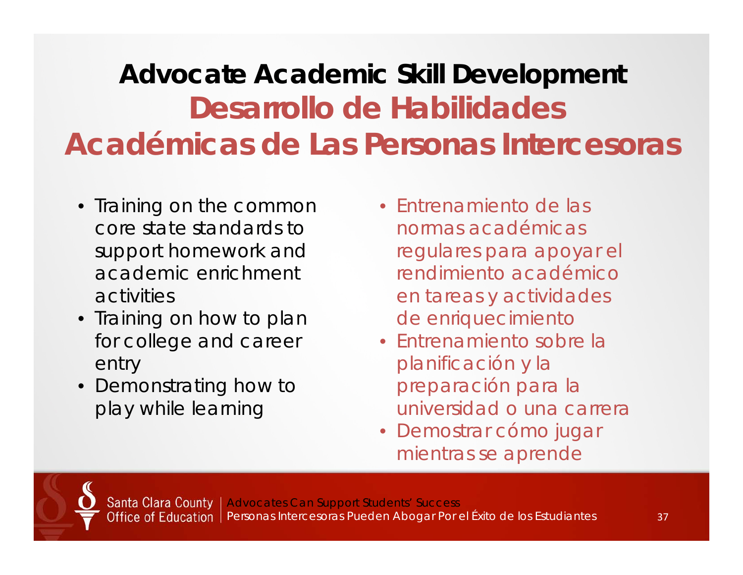# Advocate Academic Skill Development

## Desarrollo de Habilidades Académicas de Las Personas Intercesoras

- Training on the common core state standards to support homework and academic enrichment activities
- Training on how to plan for college and career entry
- Demonstrating how to play while learning

- Entrenamiento de las normas académicas regulares para apoyar el rendimiento académico en tareas y actividades de enriquecimiento
- Entrenamiento sobre la planificación y la preparación para la universidad o una carrera
- Demostrar cómo jugar mientras se aprende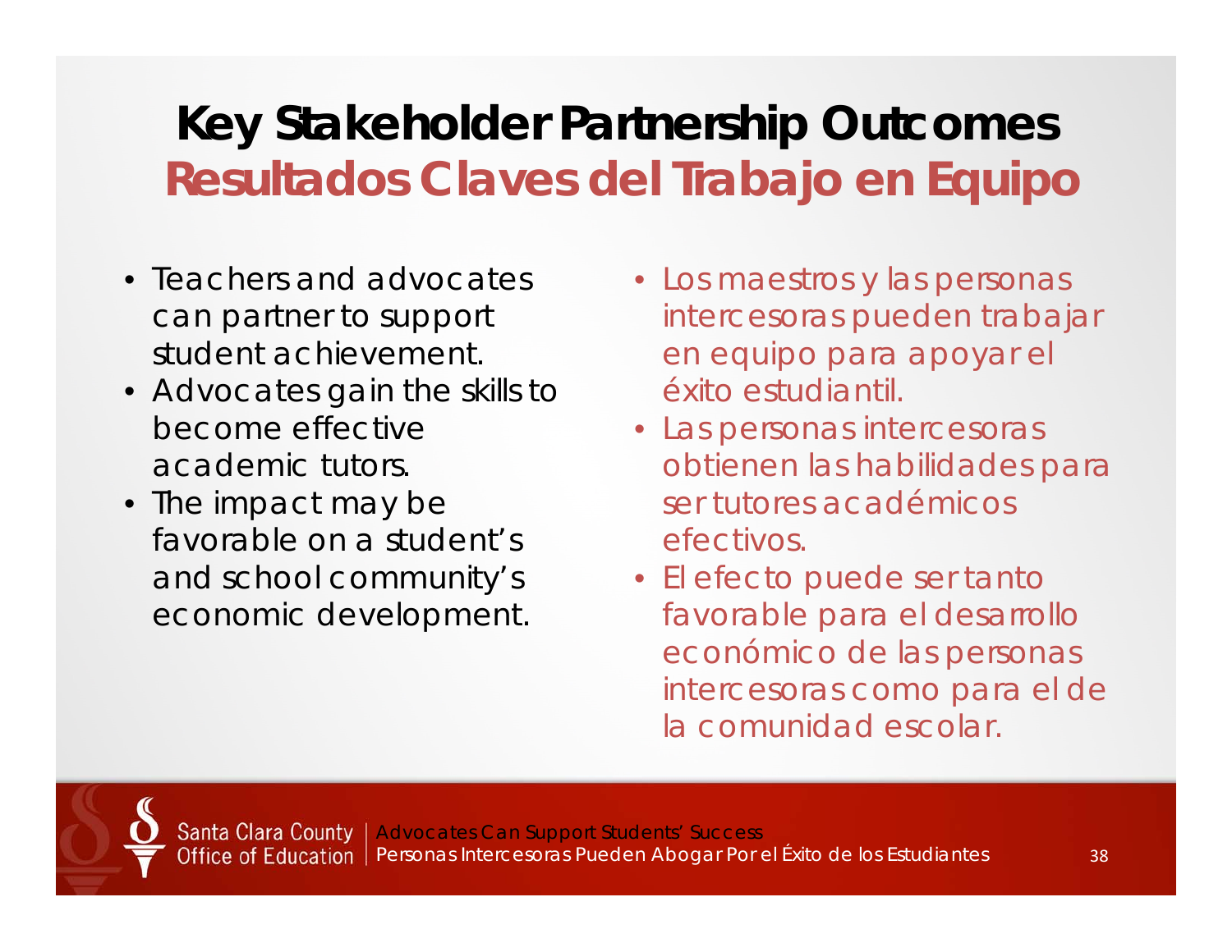# Key Stakeholder Partnership Outcomes
# Resultados Claves del Trabajo en Equipo

- Teachers and advocates can partner to support student achievement.
- Advocates gain the skills to become effective academic tutors.
- The impact may be favorable on a student's and school community's economic development.

- Los maestros y las personas intercesoras pueden trabajar en equipo para apoyar el éxito estudiantil.
- Las personas intercesoras obtienen las habilidades para ser tutores académicos efectivos.
- El efecto puede ser tanto favorable para el desarrollo económico de las personas intercesoras como para el de la comunidad escolar.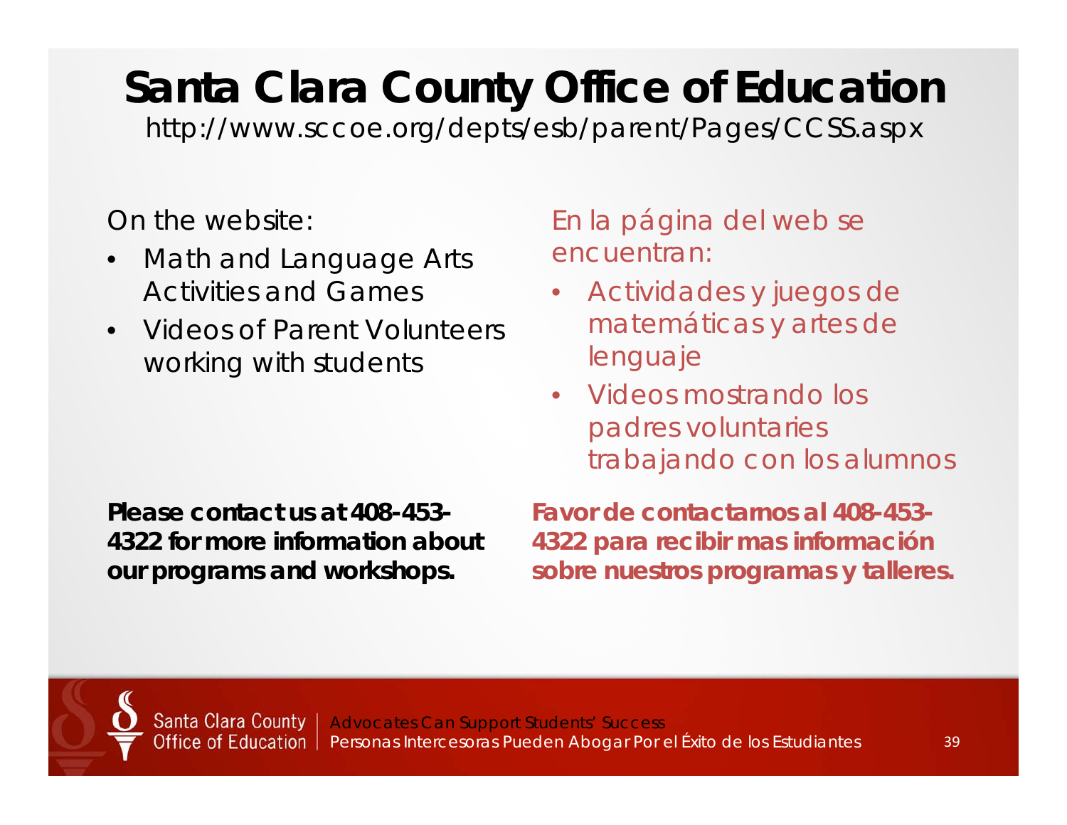# Santa Clara County Office of Education

http://www.sccoe.org/depts/esb/parent/Pages/CCSS.aspx

On the website:

- Math and Language Arts Activities and Games
- Videos of Parent Volunteers working with students

En la página del web se encuentran:

- Actividades y juegos de matemáticas y artes de lenguaje
- Videos mostrando los padres voluntaries trabajando con los alumnos

**Please contact us at 408-453-4322 for more information about our programs and workshops.**

**Favor de contactarnos al 408-453-4322 para recibir mas información sobre nuestros programas y talleres.**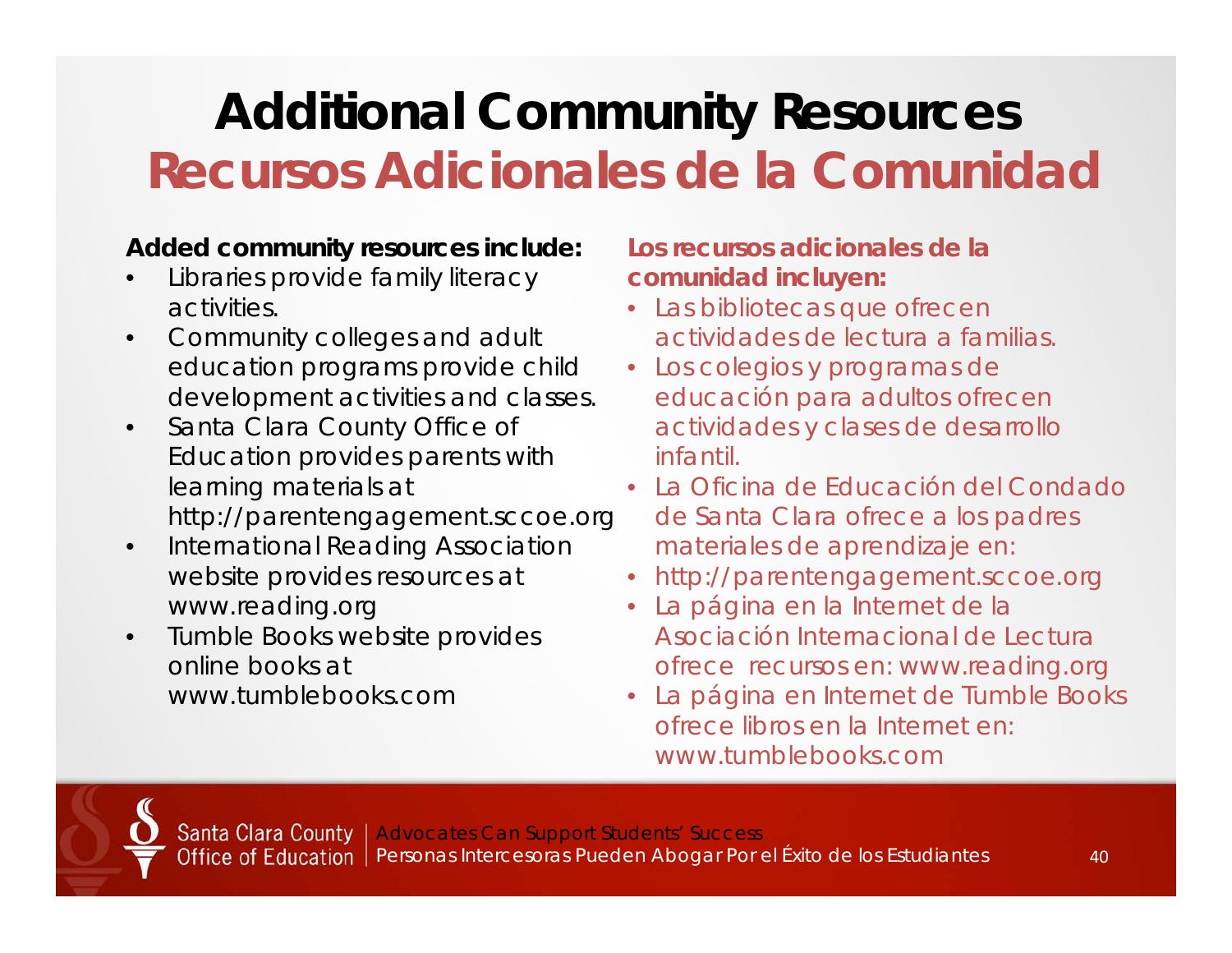# Additional Community Resources
# Recursos Adicionales de la Comunidad

**Added community resources include:**

- Libraries provide family literacy activities.
- Community colleges and adult education programs provide child development activities and classes.
- Santa Clara County Office of Education provides parents with learning materials at http://parentengagement.sccoe.org
- International Reading Association website provides resources at www.reading.org
- Tumble Books website provides online books at www.tumblebooks.com

**Los recursos adicionales de la comunidad incluyen:**

- Las bibliotecas que ofrecen actividades de lectura a familias.
- Los colegios y programas de educación para adultos ofrecen actividades y clases de desarrollo infantil.
- La Oficina de Educación del Condado de Santa Clara ofrece a los padres materiales de aprendizaje en:
- http://parentengagement.sccoe.org
- La página en la Internet de la Asociación Internacional de Lectura ofrece recursos en: www.reading.org
- La página en Internet de Tumble Books ofrece libros en la Internet en: www.tumblebooks.com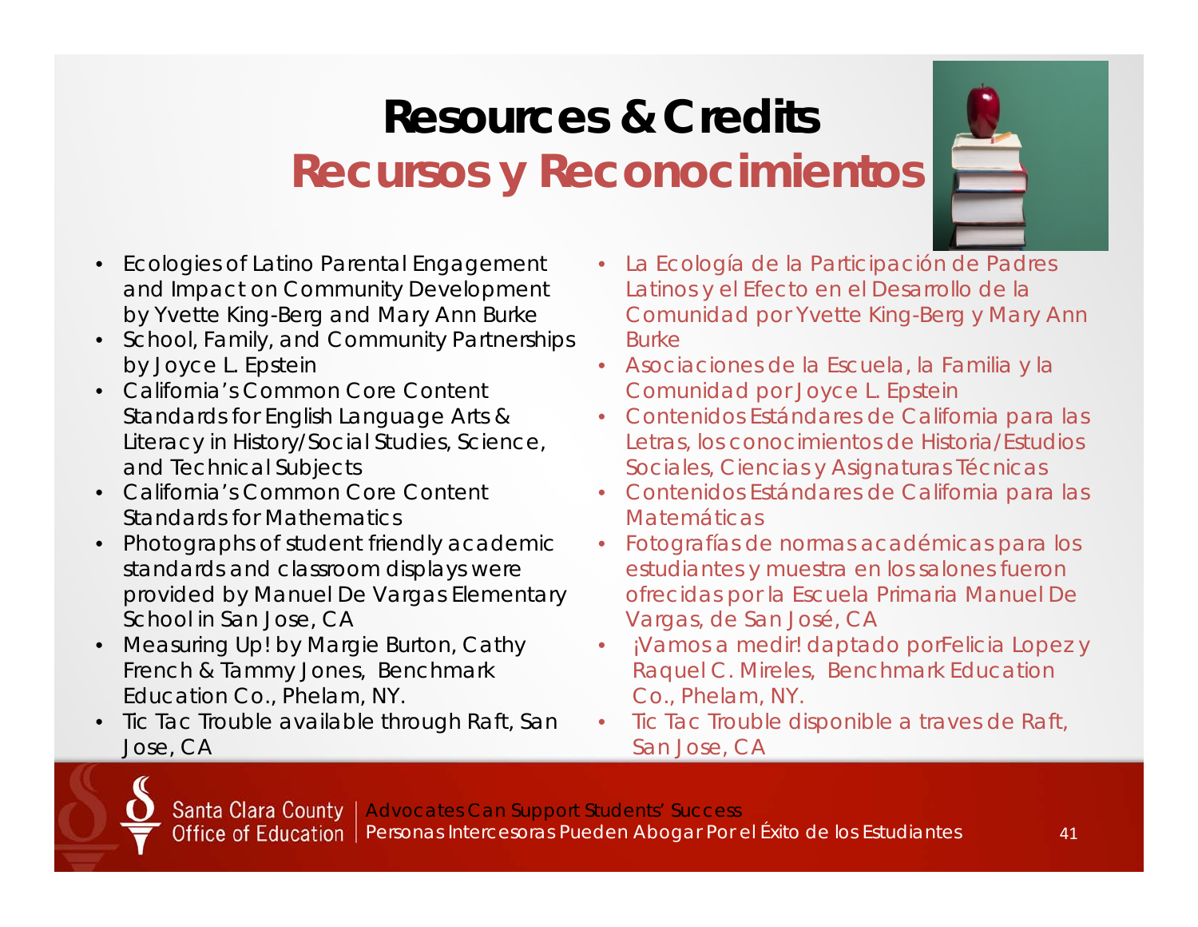# Resources & Credits
## Recursos y Reconocimientos

- Ecologies of Latino Parental Engagement and Impact on Community Development by Yvette King-Berg and Mary Ann Burke
- School, Family, and Community Partnerships by Joyce L. Epstein
- California's Common Core Content Standards for English Language Arts & Literacy in History/Social Studies, Science, and Technical Subjects
- California's Common Core Content Standards for Mathematics
- Photographs of student friendly academic standards and classroom displays were provided by Manuel De Vargas Elementary School in San Jose, CA
- Measuring Up! by Margie Burton, Cathy French & Tammy Jones, Benchmark Education Co., Phelam, NY.
- Tic Tac Trouble available through Raft, San Jose, CA

- La Ecología de la Participación de Padres Latinos y el Efecto en el Desarrollo de la Comunidad por Yvette King-Berg y Mary Ann Burke
- Asociaciones de la Escuela, la Familia y la Comunidad por Joyce L. Epstein
- Contenidos Estándares de California para las Letras, los conocimientos de Historia/Estudios Sociales, Ciencias y Asignaturas Técnicas
- Contenidos Estándares de California para las Matemáticas
- Fotografías de normas académicas para los estudiantes y muestra en los salones fueron ofrecidas por la Escuela Primaria Manuel De Vargas, de San José, CA
- ¡Vamos a medir! daptado porFelicia Lopez y Raquel C. Mireles, Benchmark Education Co., Phelam, NY.
- Tic Tac Trouble disponible a traves de Raft, San Jose, CA

Santa Clara County Office of Education | Advocates Can Support Students' Success
Personas Intercesoras Pueden Abogar Por el Éxito de los Estudiantes